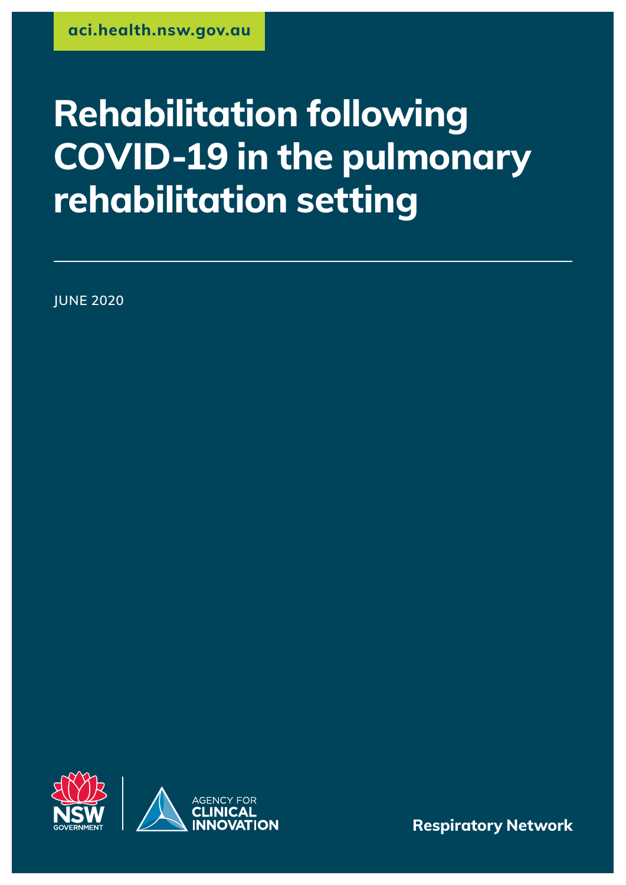aci.health.nsw.gov.au

# Rehabilitation following COVID-19 in the pulmonary rehabilitation setting

JUNE 2020

NSW GOVERNMENT

AGENCY FOR CLINICAL INNOVATION

Respiratory Network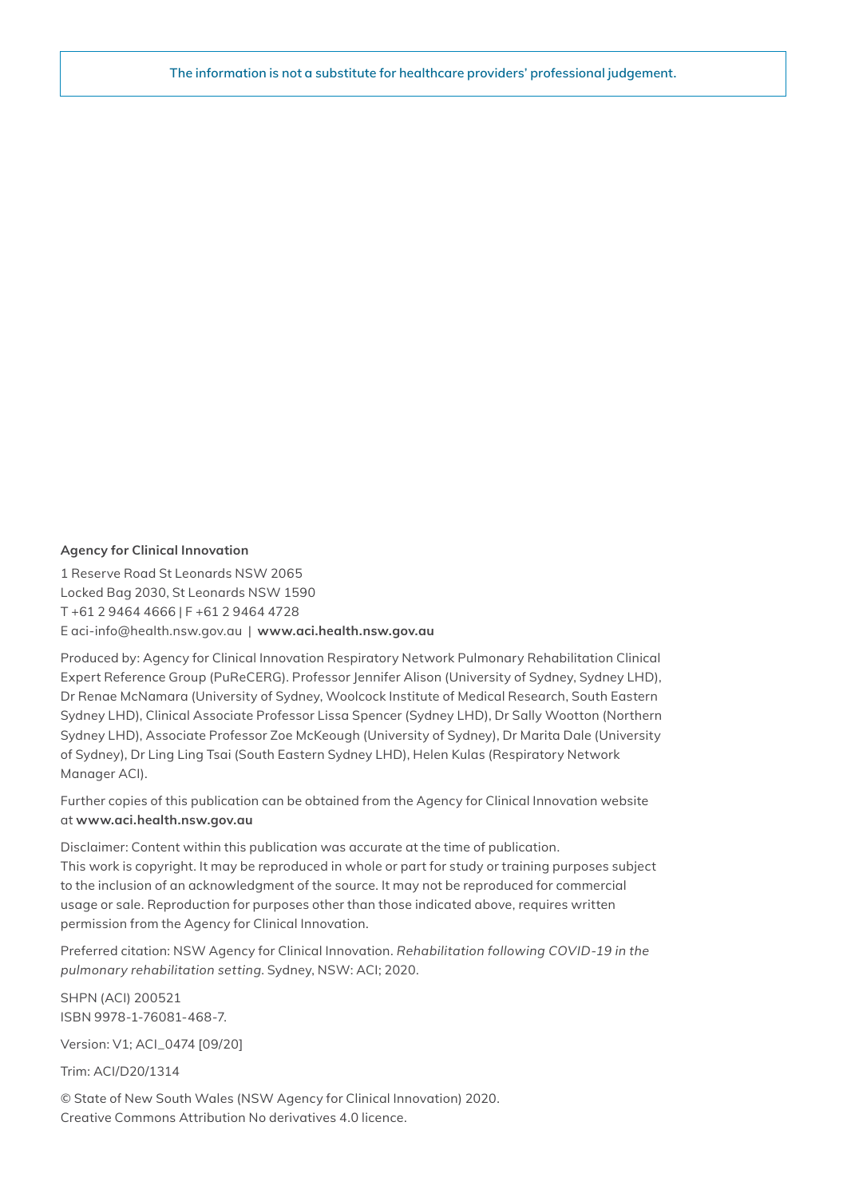The information is not a substitute for healthcare providers' professional judgement.

**Agency for Clinical Innovation**

1 Reserve Road St Leonards NSW 2065
Locked Bag 2030, St Leonards NSW 1590
T +61 2 9464 4666 | F +61 2 9464 4728
E aci-info@health.nsw.gov.au | **www.aci.health.nsw.gov.au**

Produced by: Agency for Clinical Innovation Respiratory Network Pulmonary Rehabilitation Clinical Expert Reference Group (PuReCERG). Professor Jennifer Alison (University of Sydney, Sydney LHD), Dr Renae McNamara (University of Sydney, Woolcock Institute of Medical Research, South Eastern Sydney LHD), Clinical Associate Professor Lissa Spencer (Sydney LHD), Dr Sally Wootton (Northern Sydney LHD), Associate Professor Zoe McKeough (University of Sydney), Dr Marita Dale (University of Sydney), Dr Ling Ling Tsai (South Eastern Sydney LHD), Helen Kulas (Respiratory Network Manager ACI).

Further copies of this publication can be obtained from the Agency for Clinical Innovation website at **www.aci.health.nsw.gov.au**

Disclaimer: Content within this publication was accurate at the time of publication. This work is copyright. It may be reproduced in whole or part for study or training purposes subject to the inclusion of an acknowledgment of the source. It may not be reproduced for commercial usage or sale. Reproduction for purposes other than those indicated above, requires written permission from the Agency for Clinical Innovation.

Preferred citation: NSW Agency for Clinical Innovation. *Rehabilitation following COVID-19 in the pulmonary rehabilitation setting.* Sydney, NSW: ACI; 2020.

SHPN (ACI) 200521
ISBN 9978-1-76081-468-7.

Version: V1; ACI_0474 [09/20]

Trim: ACI/D20/1314

© State of New South Wales (NSW Agency for Clinical Innovation) 2020.
Creative Commons Attribution No derivatives 4.0 licence.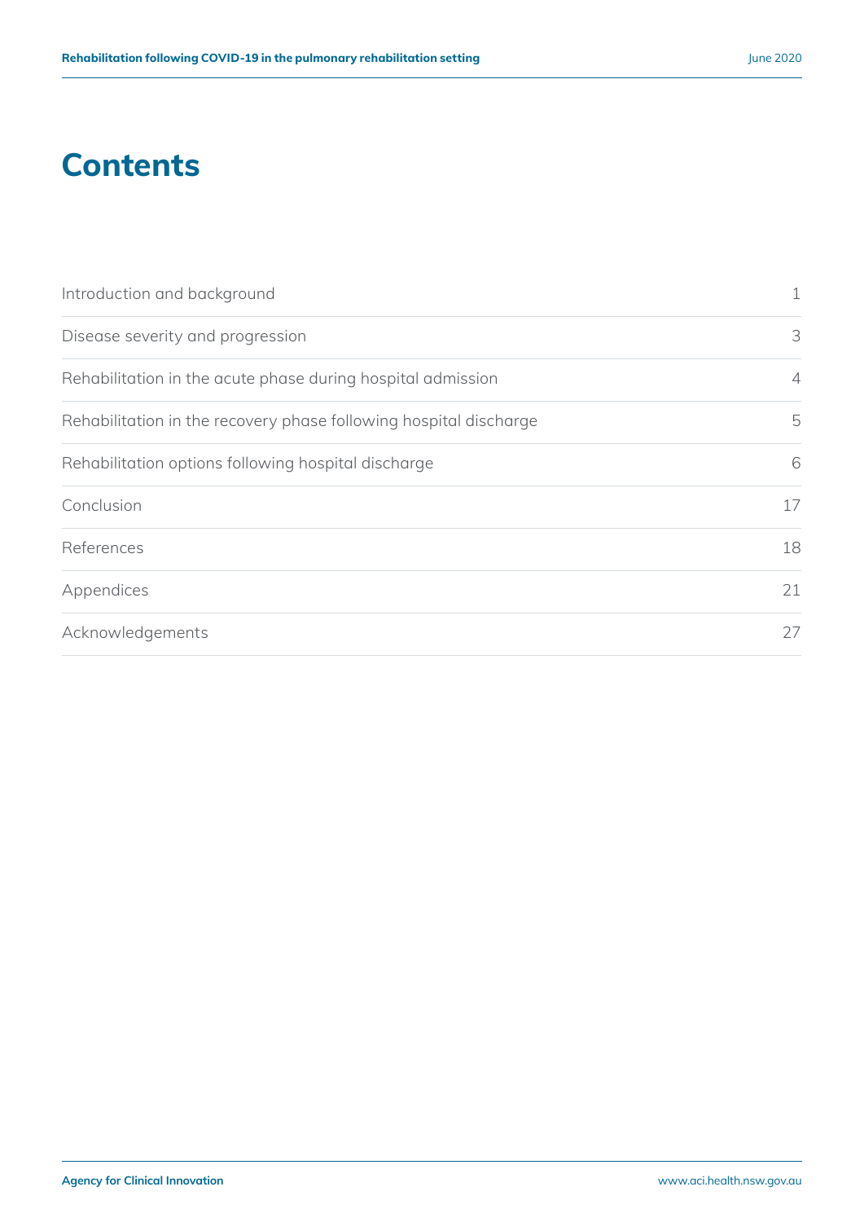# Contents

| | |
|---|---|
| Introduction and background | 1 |
| Disease severity and progression | 3 |
| Rehabilitation in the acute phase during hospital admission | 4 |
| Rehabilitation in the recovery phase following hospital discharge | 5 |
| Rehabilitation options following hospital discharge | 6 |
| Conclusion | 17 |
| References | 18 |
| Appendices | 21 |
| Acknowledgements | 27 |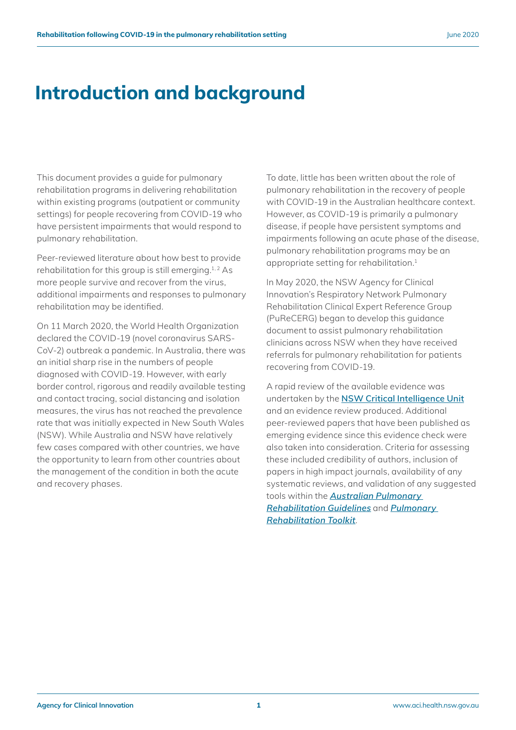# Introduction and background

This document provides a guide for pulmonary rehabilitation programs in delivering rehabilitation within existing programs (outpatient or community settings) for people recovering from COVID-19 who have persistent impairments that would respond to pulmonary rehabilitation.

Peer-reviewed literature about how best to provide rehabilitation for this group is still emerging.[1, 2] As more people survive and recover from the virus, additional impairments and responses to pulmonary rehabilitation may be identified.

On 11 March 2020, the World Health Organization declared the COVID-19 (novel coronavirus SARS-CoV-2) outbreak a pandemic. In Australia, there was an initial sharp rise in the numbers of people diagnosed with COVID-19. However, with early border control, rigorous and readily available testing and contact tracing, social distancing and isolation measures, the virus has not reached the prevalence rate that was initially expected in New South Wales (NSW). While Australia and NSW have relatively few cases compared with other countries, we have the opportunity to learn from other countries about the management of the condition in both the acute and recovery phases.

To date, little has been written about the role of pulmonary rehabilitation in the recovery of people with COVID-19 in the Australian healthcare context. However, as COVID-19 is primarily a pulmonary disease, if people have persistent symptoms and impairments following an acute phase of the disease, pulmonary rehabilitation programs may be an appropriate setting for rehabilitation.[1]

In May 2020, the NSW Agency for Clinical Innovation's Respiratory Network Pulmonary Rehabilitation Clinical Expert Reference Group (PuReCERG) began to develop this guidance document to assist pulmonary rehabilitation clinicians across NSW when they have received referrals for pulmonary rehabilitation for patients recovering from COVID-19.

A rapid review of the available evidence was undertaken by the NSW Critical Intelligence Unit and an evidence review produced. Additional peer-reviewed papers that have been published as emerging evidence since this evidence check were also taken into consideration. Criteria for assessing these included credibility of authors, inclusion of papers in high impact journals, availability of any systematic reviews, and validation of any suggested tools within the ***Australian Pulmonary Rehabilitation Guidelines*** and ***Pulmonary Rehabilitation Toolkit***.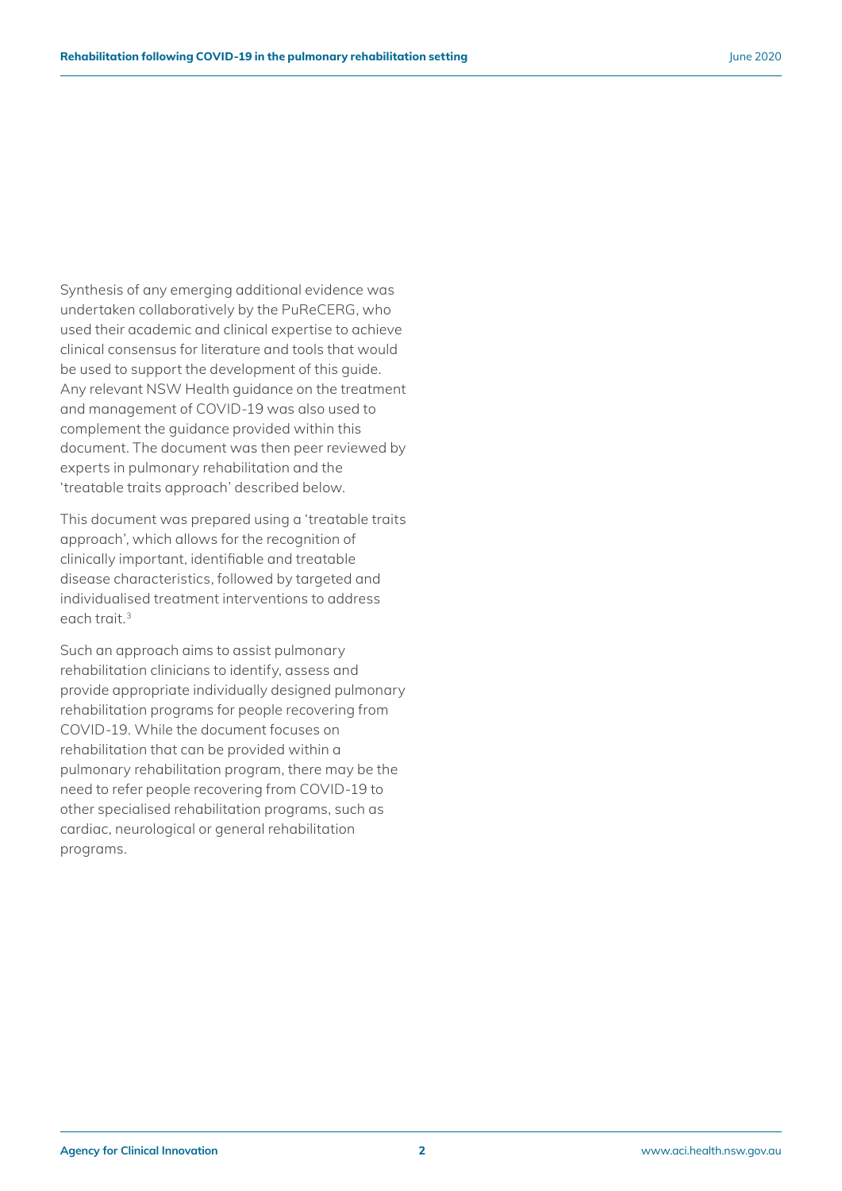Synthesis of any emerging additional evidence was undertaken collaboratively by the PuReCERG, who used their academic and clinical expertise to achieve clinical consensus for literature and tools that would be used to support the development of this guide. Any relevant NSW Health guidance on the treatment and management of COVID-19 was also used to complement the guidance provided within this document. The document was then peer reviewed by experts in pulmonary rehabilitation and the 'treatable traits approach' described below.

This document was prepared using a 'treatable traits approach', which allows for the recognition of clinically important, identifiable and treatable disease characteristics, followed by targeted and individualised treatment interventions to address each trait.[3]

Such an approach aims to assist pulmonary rehabilitation clinicians to identify, assess and provide appropriate individually designed pulmonary rehabilitation programs for people recovering from COVID-19. While the document focuses on rehabilitation that can be provided within a pulmonary rehabilitation program, there may be the need to refer people recovering from COVID-19 to other specialised rehabilitation programs, such as cardiac, neurological or general rehabilitation programs.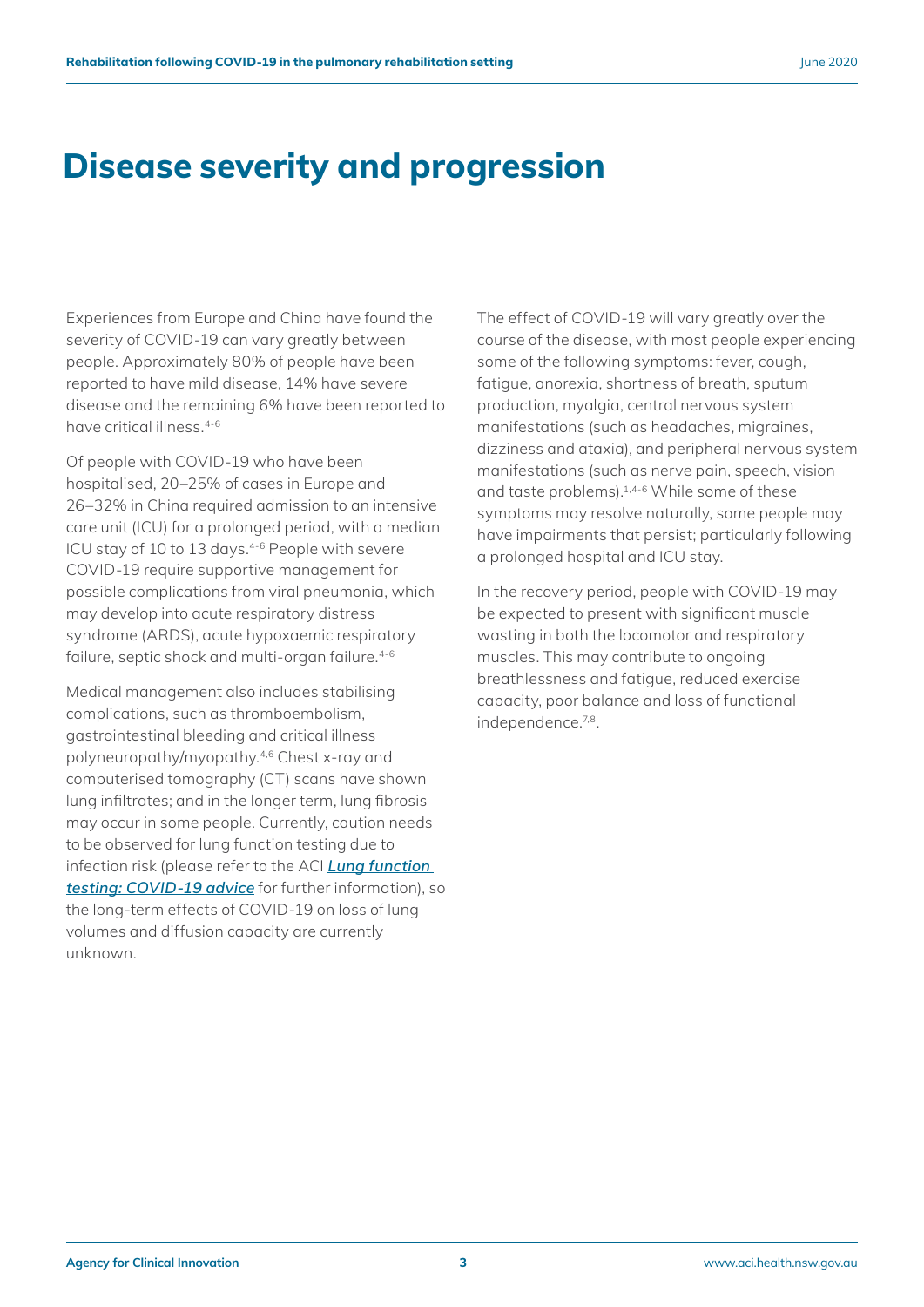# Disease severity and progression

Experiences from Europe and China have found the severity of COVID-19 can vary greatly between people. Approximately 80% of people have been reported to have mild disease, 14% have severe disease and the remaining 6% have been reported to have critical illness.[4-6]

Of people with COVID-19 who have been hospitalised, 20–25% of cases in Europe and 26–32% in China required admission to an intensive care unit (ICU) for a prolonged period, with a median ICU stay of 10 to 13 days.[4-6] People with severe COVID-19 require supportive management for possible complications from viral pneumonia, which may develop into acute respiratory distress syndrome (ARDS), acute hypoxaemic respiratory failure, septic shock and multi-organ failure.[4-6]

Medical management also includes stabilising complications, such as thromboembolism, gastrointestinal bleeding and critical illness polyneuropathy/myopathy.[4,6] Chest x-ray and computerised tomography (CT) scans have shown lung infiltrates; and in the longer term, lung fibrosis may occur in some people. Currently, caution needs to be observed for lung function testing due to infection risk (please refer to the ACI ***Lung function testing: COVID-19 advice*** for further information), so the long-term effects of COVID-19 on loss of lung volumes and diffusion capacity are currently unknown.

The effect of COVID-19 will vary greatly over the course of the disease, with most people experiencing some of the following symptoms: fever, cough, fatigue, anorexia, shortness of breath, sputum production, myalgia, central nervous system manifestations (such as headaches, migraines, dizziness and ataxia), and peripheral nervous system manifestations (such as nerve pain, speech, vision and taste problems).[1,4-6] While some of these symptoms may resolve naturally, some people may have impairments that persist; particularly following a prolonged hospital and ICU stay.

In the recovery period, people with COVID-19 may be expected to present with significant muscle wasting in both the locomotor and respiratory muscles. This may contribute to ongoing breathlessness and fatigue, reduced exercise capacity, poor balance and loss of functional independence.[7,8].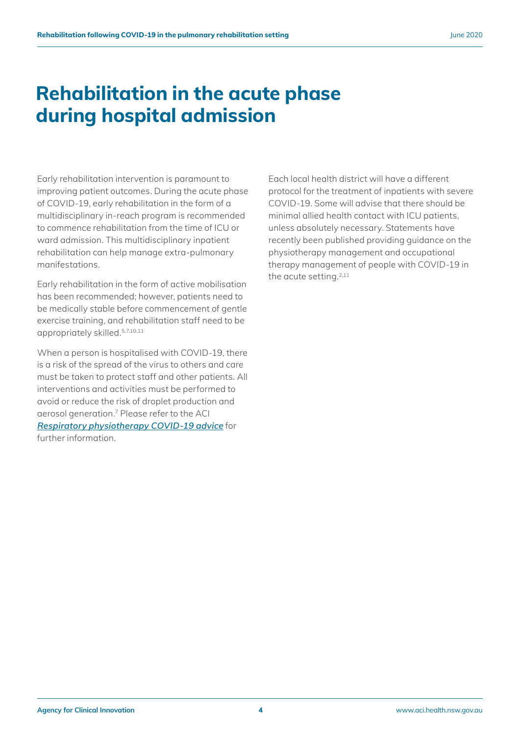# Rehabilitation in the acute phase during hospital admission

Early rehabilitation intervention is paramount to improving patient outcomes. During the acute phase of COVID-19, early rehabilitation in the form of a multidisciplinary in-reach program is recommended to commence rehabilitation from the time of ICU or ward admission. This multidisciplinary inpatient rehabilitation can help manage extra-pulmonary manifestations.

Early rehabilitation in the form of active mobilisation has been recommended; however, patients need to be medically stable before commencement of gentle exercise training, and rehabilitation staff need to be appropriately skilled.[5,7,10,11]

When a person is hospitalised with COVID-19, there is a risk of the spread of the virus to others and care must be taken to protect staff and other patients. All interventions and activities must be performed to avoid or reduce the risk of droplet production and aerosol generation.[7] Please refer to the ACI ***Respiratory physiotherapy COVID-19 advice*** for further information.

Each local health district will have a different protocol for the treatment of inpatients with severe COVID-19. Some will advise that there should be minimal allied health contact with ICU patients, unless absolutely necessary. Statements have recently been published providing guidance on the physiotherapy management and occupational therapy management of people with COVID-19 in the acute setting.[2,11]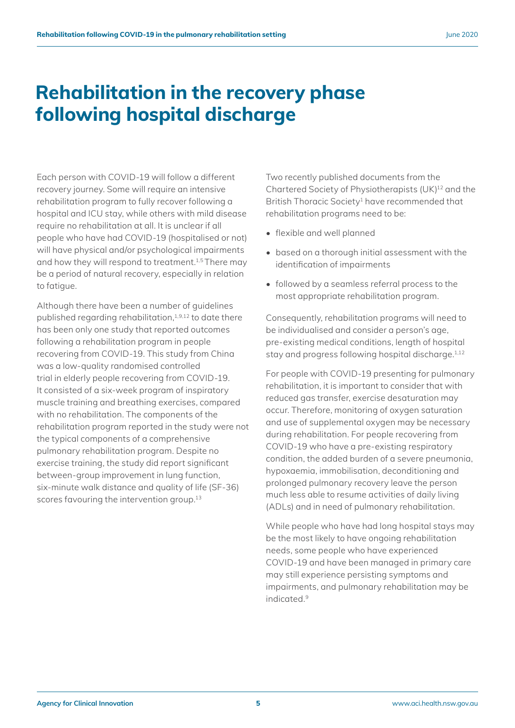# Rehabilitation in the recovery phase following hospital discharge

Each person with COVID-19 will follow a different recovery journey. Some will require an intensive rehabilitation program to fully recover following a hospital and ICU stay, while others with mild disease require no rehabilitation at all. It is unclear if all people who have had COVID-19 (hospitalised or not) will have physical and/or psychological impairments and how they will respond to treatment.[1,5] There may be a period of natural recovery, especially in relation to fatigue.

Although there have been a number of guidelines published regarding rehabilitation,[1,9,12] to date there has been only one study that reported outcomes following a rehabilitation program in people recovering from COVID-19. This study from China was a low-quality randomised controlled trial in elderly people recovering from COVID-19. It consisted of a six-week program of inspiratory muscle training and breathing exercises, compared with no rehabilitation. The components of the rehabilitation program reported in the study were not the typical components of a comprehensive pulmonary rehabilitation program. Despite no exercise training, the study did report significant between-group improvement in lung function, six-minute walk distance and quality of life (SF-36) scores favouring the intervention group.[13]

Two recently published documents from the Chartered Society of Physiotherapists (UK)[12] and the British Thoracic Society[1] have recommended that rehabilitation programs need to be:

- flexible and well planned
- based on a thorough initial assessment with the identification of impairments
- followed by a seamless referral process to the most appropriate rehabilitation program.

Consequently, rehabilitation programs will need to be individualised and consider a person's age, pre-existing medical conditions, length of hospital stay and progress following hospital discharge.[1,12]

For people with COVID-19 presenting for pulmonary rehabilitation, it is important to consider that with reduced gas transfer, exercise desaturation may occur. Therefore, monitoring of oxygen saturation and use of supplemental oxygen may be necessary during rehabilitation. For people recovering from COVID-19 who have a pre-existing respiratory condition, the added burden of a severe pneumonia, hypoxaemia, immobilisation, deconditioning and prolonged pulmonary recovery leave the person much less able to resume activities of daily living (ADLs) and in need of pulmonary rehabilitation.

While people who have had long hospital stays may be the most likely to have ongoing rehabilitation needs, some people who have experienced COVID-19 and have been managed in primary care may still experience persisting symptoms and impairments, and pulmonary rehabilitation may be indicated.[9]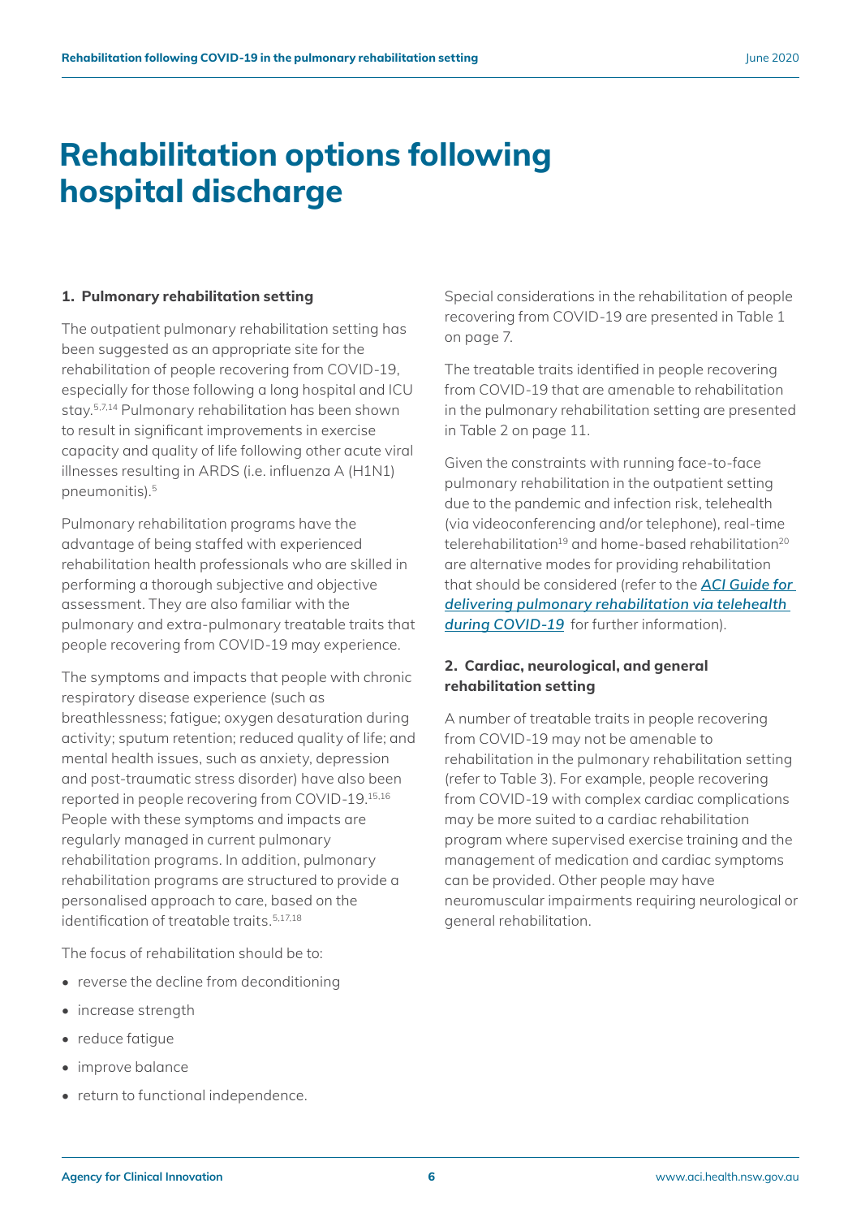# Rehabilitation options following hospital discharge

## 1. Pulmonary rehabilitation setting

The outpatient pulmonary rehabilitation setting has been suggested as an appropriate site for the rehabilitation of people recovering from COVID-19, especially for those following a long hospital and ICU stay.[5,7,14] Pulmonary rehabilitation has been shown to result in significant improvements in exercise capacity and quality of life following other acute viral illnesses resulting in ARDS (i.e. influenza A (H1N1) pneumonitis).[5]

Pulmonary rehabilitation programs have the advantage of being staffed with experienced rehabilitation health professionals who are skilled in performing a thorough subjective and objective assessment. They are also familiar with the pulmonary and extra-pulmonary treatable traits that people recovering from COVID-19 may experience.

The symptoms and impacts that people with chronic respiratory disease experience (such as breathlessness; fatigue; oxygen desaturation during activity; sputum retention; reduced quality of life; and mental health issues, such as anxiety, depression and post-traumatic stress disorder) have also been reported in people recovering from COVID-19.[15,16] People with these symptoms and impacts are regularly managed in current pulmonary rehabilitation programs. In addition, pulmonary rehabilitation programs are structured to provide a personalised approach to care, based on the identification of treatable traits.[5,17,18]

The focus of rehabilitation should be to:

- reverse the decline from deconditioning
- increase strength
- reduce fatigue
- improve balance
- return to functional independence.

Special considerations in the rehabilitation of people recovering from COVID-19 are presented in Table 1 on page 7.

The treatable traits identified in people recovering from COVID-19 that are amenable to rehabilitation in the pulmonary rehabilitation setting are presented in Table 2 on page 11.

Given the constraints with running face-to-face pulmonary rehabilitation in the outpatient setting due to the pandemic and infection risk, telehealth (via videoconferencing and/or telephone), real-time telerehabilitation[19] and home-based rehabilitation[20] are alternative modes for providing rehabilitation that should be considered (refer to the *ACI Guide for delivering pulmonary rehabilitation via telehealth during COVID-19* for further information).

## 2. Cardiac, neurological, and general rehabilitation setting

A number of treatable traits in people recovering from COVID-19 may not be amenable to rehabilitation in the pulmonary rehabilitation setting (refer to Table 3). For example, people recovering from COVID-19 with complex cardiac complications may be more suited to a cardiac rehabilitation program where supervised exercise training and the management of medication and cardiac symptoms can be provided. Other people may have neuromuscular impairments requiring neurological or general rehabilitation.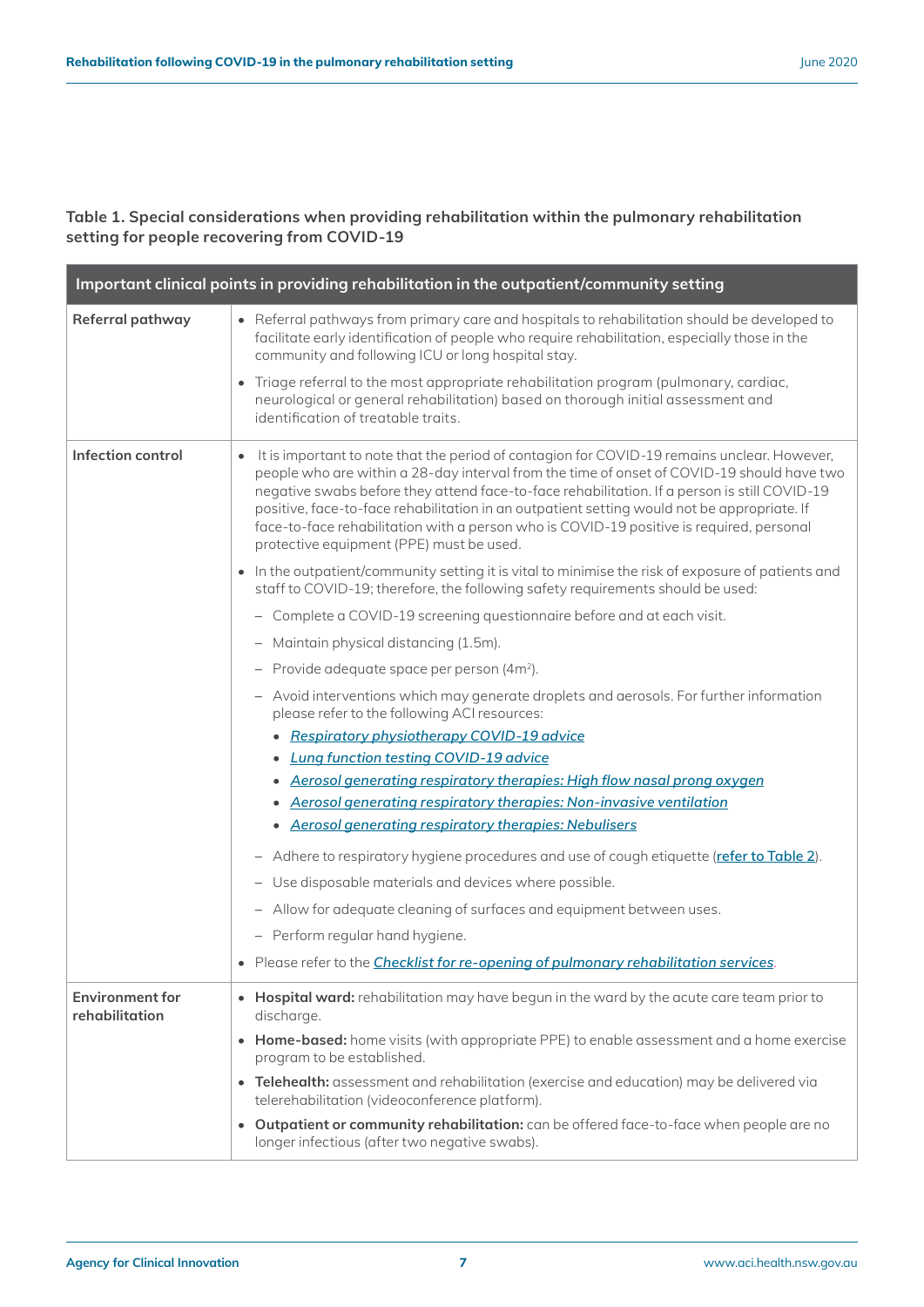**Table 1. Special considerations when providing rehabilitation within the pulmonary rehabilitation setting for people recovering from COVID-19**

| Important clinical points in providing rehabilitation in the outpatient/community setting | |
|---|---|
| **Referral pathway** | • Referral pathways from primary care and hospitals to rehabilitation should be developed to facilitate early identification of people who require rehabilitation, especially those in the community and following ICU or long hospital stay.<br>• Triage referral to the most appropriate rehabilitation program (pulmonary, cardiac, neurological or general rehabilitation) based on thorough initial assessment and identification of treatable traits. |
| **Infection control** | • It is important to note that the period of contagion for COVID-19 remains unclear. However, people who are within a 28-day interval from the time of onset of COVID-19 should have two negative swabs before they attend face-to-face rehabilitation. If a person is still COVID-19 positive, face-to-face rehabilitation in an outpatient setting would not be appropriate. If face-to-face rehabilitation with a person who is COVID-19 positive is required, personal protective equipment (PPE) must be used.<br>• In the outpatient/community setting it is vital to minimise the risk of exposure of patients and staff to COVID-19; therefore, the following safety requirements should be used:<br>– Complete a COVID-19 screening questionnaire before and at each visit.<br>– Maintain physical distancing (1.5m).<br>– Provide adequate space per person ($4m^2$).<br>– Avoid interventions which may generate droplets and aerosols. For further information please refer to the following ACI resources:<br>  • *Respiratory physiotherapy COVID-19 advice*<br>  • *Lung function testing COVID-19 advice*<br>  • *Aerosol generating respiratory therapies: High flow nasal prong oxygen*<br>  • *Aerosol generating respiratory therapies: Non-invasive ventilation*<br>  • *Aerosol generating respiratory therapies: Nebulisers*<br>– Adhere to respiratory hygiene procedures and use of cough etiquette (refer to Table 2).<br>– Use disposable materials and devices where possible.<br>– Allow for adequate cleaning of surfaces and equipment between uses.<br>– Perform regular hand hygiene.<br>• Please refer to the *Checklist for re-opening of pulmonary rehabilitation services*. |
| **Environment for rehabilitation** | • **Hospital ward:** rehabilitation may have begun in the ward by the acute care team prior to discharge.<br>• **Home-based:** home visits (with appropriate PPE) to enable assessment and a home exercise program to be established.<br>• **Telehealth:** assessment and rehabilitation (exercise and education) may be delivered via telerehabilitation (videoconference platform).<br>• **Outpatient or community rehabilitation:** can be offered face-to-face when people are no longer infectious (after two negative swabs). |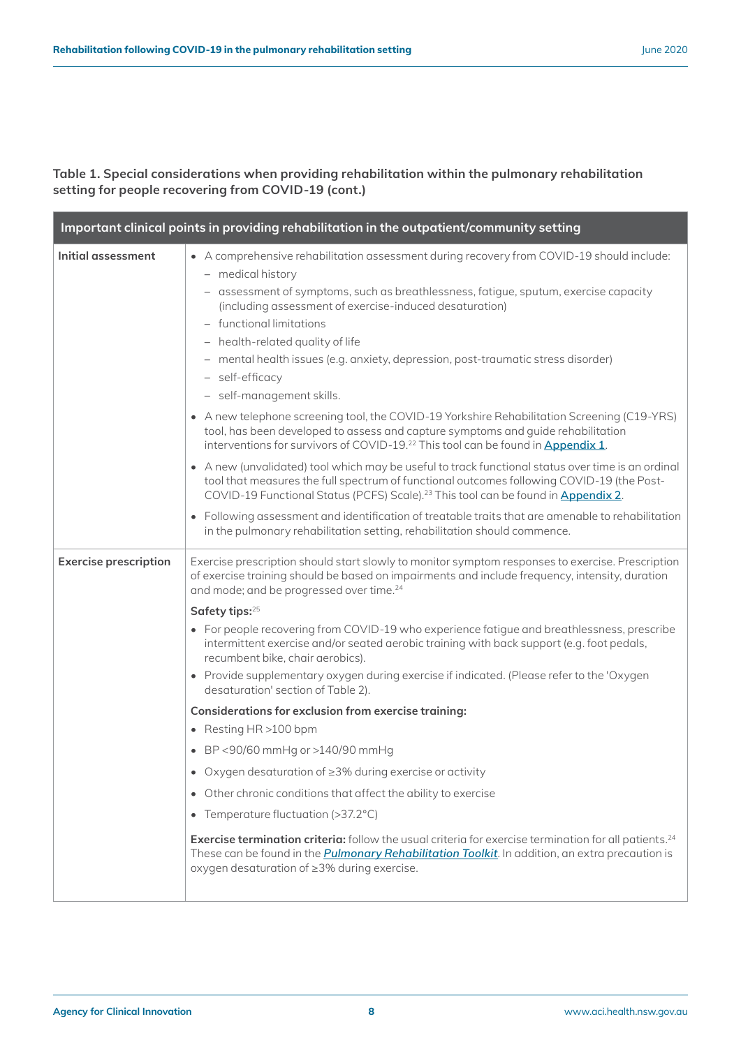**Table 1. Special considerations when providing rehabilitation within the pulmonary rehabilitation setting for people recovering from COVID-19 (cont.)**

| Important clinical points in providing rehabilitation in the outpatient/community setting | |
|---|---|
| **Initial assessment** | • A comprehensive rehabilitation assessment during recovery from COVID-19 should include:<br>– medical history<br>– assessment of symptoms, such as breathlessness, fatigue, sputum, exercise capacity (including assessment of exercise-induced desaturation)<br>– functional limitations<br>– health-related quality of life<br>– mental health issues (e.g. anxiety, depression, post-traumatic stress disorder)<br>– self-efficacy<br>– self-management skills.<br>• A new telephone screening tool, the COVID-19 Yorkshire Rehabilitation Screening (C19-YRS) tool, has been developed to assess and capture symptoms and guide rehabilitation interventions for survivors of COVID-19.[22] This tool can be found in Appendix 1.<br>• A new (unvalidated) tool which may be useful to track functional status over time is an ordinal tool that measures the full spectrum of functional outcomes following COVID-19 (the Post-COVID-19 Functional Status (PCFS) Scale).[23] This tool can be found in Appendix 2.<br>• Following assessment and identification of treatable traits that are amenable to rehabilitation in the pulmonary rehabilitation setting, rehabilitation should commence. |
| **Exercise prescription** | Exercise prescription should start slowly to monitor symptom responses to exercise. Prescription of exercise training should be based on impairments and include frequency, intensity, duration and mode; and be progressed over time.[24]<br>**Safety tips:**[25]<br>• For people recovering from COVID-19 who experience fatigue and breathlessness, prescribe intermittent exercise and/or seated aerobic training with back support (e.g. foot pedals, recumbent bike, chair aerobics).<br>• Provide supplementary oxygen during exercise if indicated. (Please refer to the 'Oxygen desaturation' section of Table 2).<br>**Considerations for exclusion from exercise training:**<br>• Resting HR >100 bpm<br>• BP <90/60 mmHg or >140/90 mmHg<br>• Oxygen desaturation of ≥3% during exercise or activity<br>• Other chronic conditions that affect the ability to exercise<br>• Temperature fluctuation (>37.2°C)<br>**Exercise termination criteria:** follow the usual criteria for exercise termination for all patients.[24] These can be found in the *Pulmonary Rehabilitation Toolkit*. In addition, an extra precaution is oxygen desaturation of ≥3% during exercise. |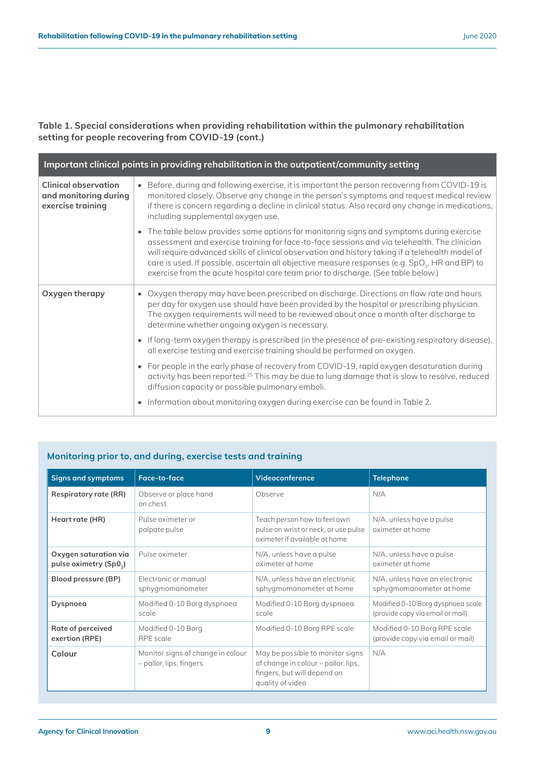**Table 1. Special considerations when providing rehabilitation within the pulmonary rehabilitation setting for people recovering from COVID-19 (cont.)**

| Important clinical points in providing rehabilitation in the outpatient/community setting | |
|---|---|
| **Clinical observation and monitoring during exercise training** | • Before, during and following exercise, it is important the person recovering from COVID-19 is monitored closely. Observe any change in the person's symptoms and request medical review if there is concern regarding a decline in clinical status. Also record any change in medications, including supplemental oxygen use.<br>• The table below provides some options for monitoring signs and symptoms during exercise assessment and exercise training for face-to-face sessions and via telehealth. The clinician will require advanced skills of clinical observation and history taking if a telehealth model of care is used. If possible, ascertain all objective measure responses (e.g. $SpO_2$, HR and BP) to exercise from the acute hospital care team prior to discharge. (See table below.) |
| **Oxygen therapy** | • Oxygen therapy may have been prescribed on discharge. Directions on flow rate and hours per day for oxygen use should have been provided by the hospital or prescribing physician. The oxygen requirements will need to be reviewed about once a month after discharge to determine whether ongoing oxygen is necessary.<br>• If long-term oxygen therapy is prescribed (in the presence of pre-existing respiratory disease), all exercise testing and exercise training should be performed on oxygen.<br>• For people in the early phase of recovery from COVID-19, rapid oxygen desaturation during activity has been reported.[25] This may be due to lung damage that is slow to resolve, reduced diffusion capacity or possible pulmonary emboli.<br>• Information about monitoring oxygen during exercise can be found in Table 2. |

### Monitoring prior to, and during, exercise tests and training

| Signs and symptoms | Face-to-face | Videoconference | Telephone |
|---|---|---|---|
| **Respiratory rate (RR)** | Observe or place hand on chest | Observe | N/A |
| **Heart rate (HR)** | Pulse oximeter or palpate pulse | Teach person how to feel own pulse on wrist or neck, or use pulse oximeter if available at home | N/A, unless have a pulse oximeter at home |
| **Oxygen saturation via pulse oximetry ($Sp0_2$)** | Pulse oximeter | N/A, unless have a pulse oximeter at home | N/A, unless have a pulse oximeter at home |
| **Blood pressure (BP)** | Electronic or manual sphygmomanometer | N/A, unless have an electronic sphygmomanometer at home | N/A, unless have an electronic sphygmomanometer at home |
| **Dyspnoea** | Modified 0-10 Borg dyspnoea scale | Modified 0-10 Borg dyspnoea scale | Modified 0-10 Borg dyspnoea scale (provide copy via email or mail) |
| **Rate of perceived exertion (RPE)** | Modified 0-10 Borg RPE scale | Modified 0-10 Borg RPE scale | Modified 0-10 Borg RPE scale (provide copy via email or mail) |
| **Colour** | Monitor signs of change in colour – pallor, lips, fingers | May be possible to monitor signs of change in colour – pallor, lips, fingers, but will depend on quality of video | N/A |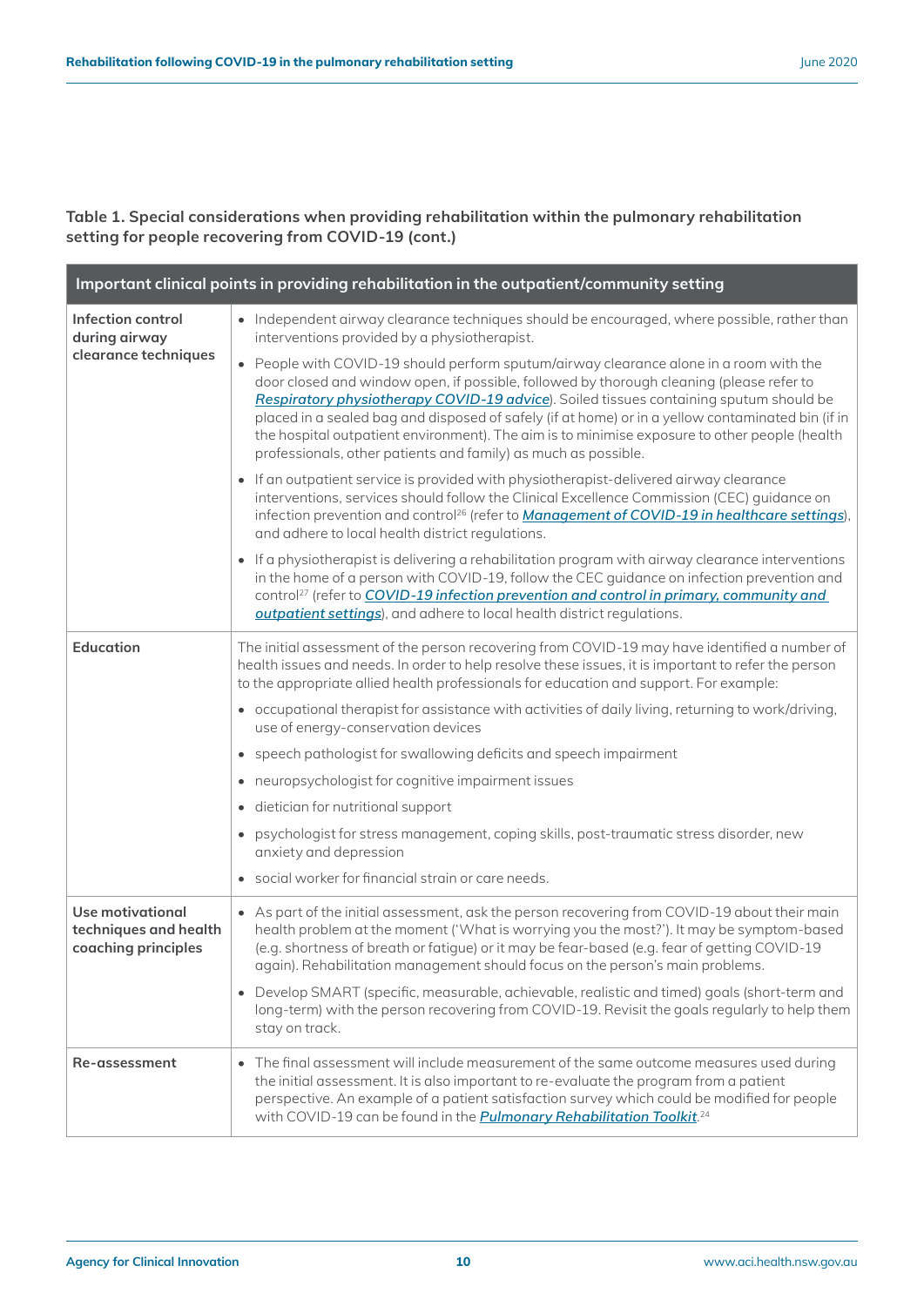**Table 1. Special considerations when providing rehabilitation within the pulmonary rehabilitation setting for people recovering from COVID-19 (cont.)**

| Important clinical points in providing rehabilitation in the outpatient/community setting | |
|---|---|
| **Infection control during airway clearance techniques** | • Independent airway clearance techniques should be encouraged, where possible, rather than interventions provided by a physiotherapist.<br>• People with COVID-19 should perform sputum/airway clearance alone in a room with the door closed and window open, if possible, followed by thorough cleaning (please refer to *Respiratory physiotherapy COVID-19 advice*). Soiled tissues containing sputum should be placed in a sealed bag and disposed of safely (if at home) or in a yellow contaminated bin (if in the hospital outpatient environment). The aim is to minimise exposure to other people (health professionals, other patients and family) as much as possible.<br>• If an outpatient service is provided with physiotherapist-delivered airway clearance interventions, services should follow the Clinical Excellence Commission (CEC) guidance on infection prevention and control[26] (refer to *Management of COVID-19 in healthcare settings*), and adhere to local health district regulations.<br>• If a physiotherapist is delivering a rehabilitation program with airway clearance interventions in the home of a person with COVID-19, follow the CEC guidance on infection prevention and control[27] (refer to *COVID-19 infection prevention and control in primary, community and outpatient settings*), and adhere to local health district regulations. |
| **Education** | The initial assessment of the person recovering from COVID-19 may have identified a number of health issues and needs. In order to help resolve these issues, it is important to refer the person to the appropriate allied health professionals for education and support. For example:<br>• occupational therapist for assistance with activities of daily living, returning to work/driving, use of energy-conservation devices<br>• speech pathologist for swallowing deficits and speech impairment<br>• neuropsychologist for cognitive impairment issues<br>• dietician for nutritional support<br>• psychologist for stress management, coping skills, post-traumatic stress disorder, new anxiety and depression<br>• social worker for financial strain or care needs. |
| **Use motivational techniques and health coaching principles** | • As part of the initial assessment, ask the person recovering from COVID-19 about their main health problem at the moment ('What is worrying you the most?'). It may be symptom-based (e.g. shortness of breath or fatigue) or it may be fear-based (e.g. fear of getting COVID-19 again). Rehabilitation management should focus on the person's main problems.<br>• Develop SMART (specific, measurable, achievable, realistic and timed) goals (short-term and long-term) with the person recovering from COVID-19. Revisit the goals regularly to help them stay on track. |
| **Re-assessment** | • The final assessment will include measurement of the same outcome measures used during the initial assessment. It is also important to re-evaluate the program from a patient perspective. An example of a patient satisfaction survey which could be modified for people with COVID-19 can be found in the *Pulmonary Rehabilitation Toolkit*.[24] |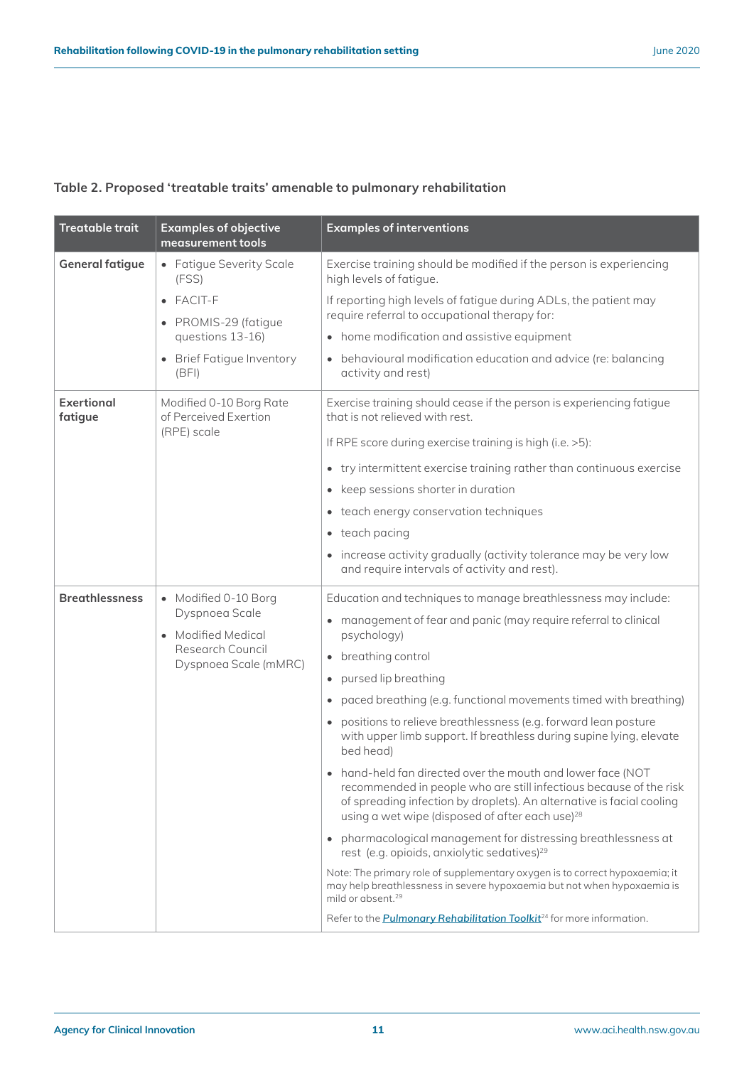**Table 2. Proposed 'treatable traits' amenable to pulmonary rehabilitation**

| Treatable trait | Examples of objective measurement tools | Examples of interventions |
|---|---|---|
| **General fatigue** | • Fatigue Severity Scale (FSS)<br>• FACIT-F<br>• PROMIS-29 (fatigue questions 13-16)<br>• Brief Fatigue Inventory (BFI) | Exercise training should be modified if the person is experiencing high levels of fatigue.<br>If reporting high levels of fatigue during ADLs, the patient may require referral to occupational therapy for:<br>• home modification and assistive equipment<br>• behavioural modification education and advice (re: balancing activity and rest) |
| **Exertional fatigue** | Modified 0-10 Borg Rate of Perceived Exertion (RPE) scale | Exercise training should cease if the person is experiencing fatigue that is not relieved with rest.<br>If RPE score during exercise training is high (i.e. >5):<br>• try intermittent exercise training rather than continuous exercise<br>• keep sessions shorter in duration<br>• teach energy conservation techniques<br>• teach pacing<br>• increase activity gradually (activity tolerance may be very low and require intervals of activity and rest). |
| **Breathlessness** | • Modified 0-10 Borg Dyspnoea Scale<br>• Modified Medical Research Council Dyspnoea Scale (mMRC) | Education and techniques to manage breathlessness may include:<br>• management of fear and panic (may require referral to clinical psychology)<br>• breathing control<br>• pursed lip breathing<br>• paced breathing (e.g. functional movements timed with breathing)<br>• positions to relieve breathlessness (e.g. forward lean posture with upper limb support. If breathless during supine lying, elevate bed head)<br>• hand-held fan directed over the mouth and lower face (NOT recommended in people who are still infectious because of the risk of spreading infection by droplets). An alternative is facial cooling using a wet wipe (disposed of after each use)[28]<br>• pharmacological management for distressing breathlessness at rest (e.g. opioids, anxiolytic sedatives)[29]<br>Note: The primary role of supplementary oxygen is to correct hypoxaemia; it may help breathlessness in severe hypoxaemia but not when hypoxaemia is mild or absent.[29]<br>Refer to the *Pulmonary Rehabilitation Toolkit*[24] for more information. |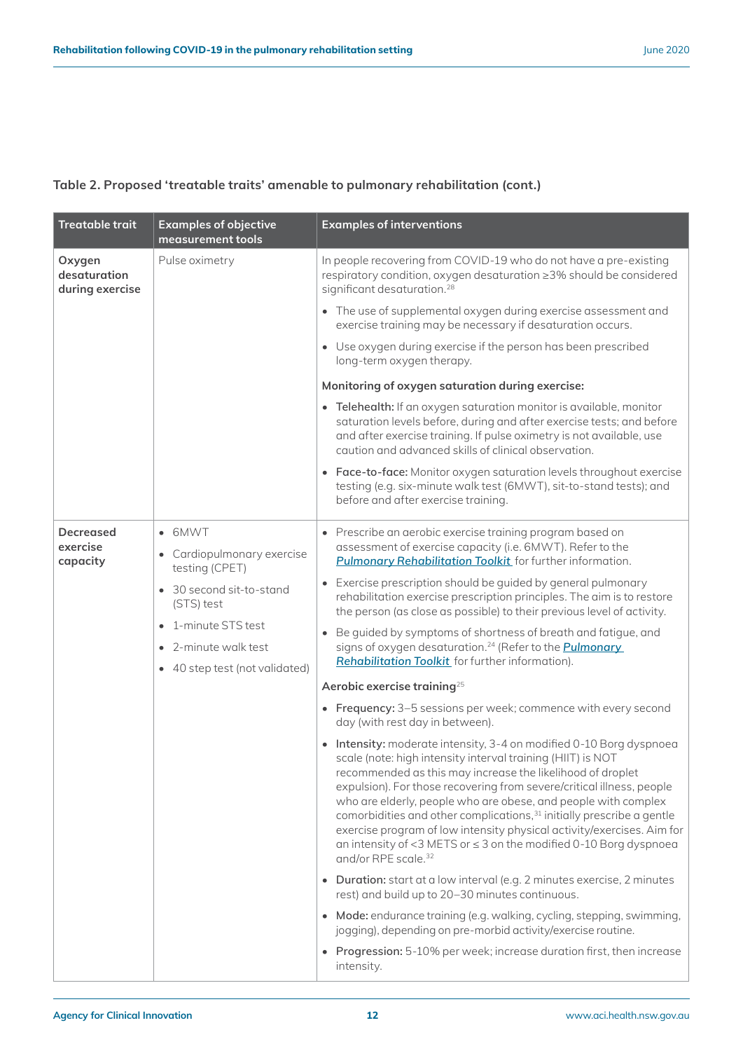**Table 2. Proposed 'treatable traits' amenable to pulmonary rehabilitation (cont.)**

| Treatable trait | Examples of objective measurement tools | Examples of interventions |
|---|---|---|
| **Oxygen desaturation during exercise** | Pulse oximetry | In people recovering from COVID-19 who do not have a pre-existing respiratory condition, oxygen desaturation ≥3% should be considered significant desaturation.[28]<br><br>• The use of supplemental oxygen during exercise assessment and exercise training may be necessary if desaturation occurs.<br>• Use oxygen during exercise if the person has been prescribed long-term oxygen therapy.<br><br>**Monitoring of oxygen saturation during exercise:**<br><br>• **Telehealth:** If an oxygen saturation monitor is available, monitor saturation levels before, during and after exercise tests; and before and after exercise training. If pulse oximetry is not available, use caution and advanced skills of clinical observation.<br>• **Face-to-face:** Monitor oxygen saturation levels throughout exercise testing (e.g. six-minute walk test (6MWT), sit-to-stand tests); and before and after exercise training. |
| **Decreased exercise capacity** | • 6MWT<br>• Cardiopulmonary exercise testing (CPET)<br>• 30 second sit-to-stand (STS) test<br>• 1-minute STS test<br>• 2-minute walk test<br>• 40 step test (not validated) | • Prescribe an aerobic exercise training program based on assessment of exercise capacity (i.e. 6MWT). Refer to the *Pulmonary Rehabilitation Toolkit* for further information.<br>• Exercise prescription should be guided by general pulmonary rehabilitation exercise prescription principles. The aim is to restore the person (as close as possible) to their previous level of activity.<br>• Be guided by symptoms of shortness of breath and fatigue, and signs of oxygen desaturation.[24] (Refer to the *Pulmonary Rehabilitation Toolkit* for further information).<br><br>**Aerobic exercise training**[25]<br><br>• **Frequency:** 3–5 sessions per week; commence with every second day (with rest day in between).<br>• **Intensity:** moderate intensity, 3-4 on modified 0-10 Borg dyspnoea scale (note: high intensity interval training (HIIT) is NOT recommended as this may increase the likelihood of droplet expulsion). For those recovering from severe/critical illness, people who are elderly, people who are obese, and people with complex comorbidities and other complications,[31] initially prescribe a gentle exercise program of low intensity physical activity/exercises. Aim for an intensity of <3 METS or ≤ 3 on the modified 0-10 Borg dyspnoea and/or RPE scale.[32]<br>• **Duration:** start at a low interval (e.g. 2 minutes exercise, 2 minutes rest) and build up to 20–30 minutes continuous.<br>• **Mode:** endurance training (e.g. walking, cycling, stepping, swimming, jogging), depending on pre-morbid activity/exercise routine.<br>• **Progression:** 5-10% per week; increase duration first, then increase intensity. |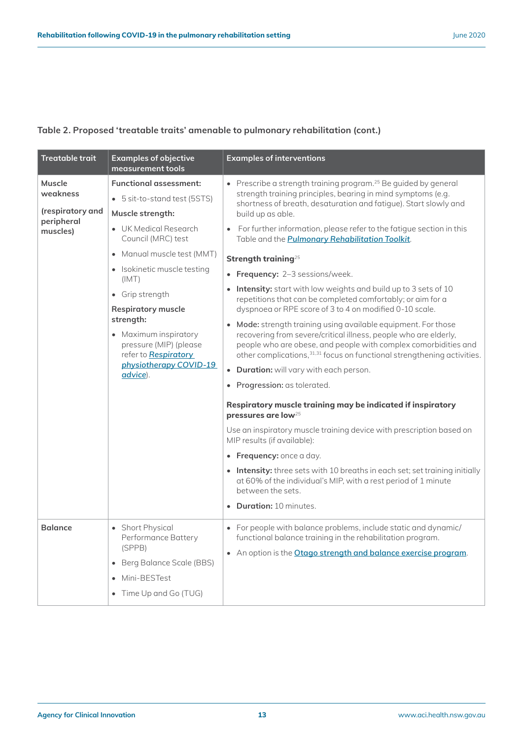**Table 2. Proposed 'treatable traits' amenable to pulmonary rehabilitation (cont.)**

| Treatable trait | Examples of objective measurement tools | Examples of interventions |
|---|---|---|
| **Muscle weakness**<br><br>**(respiratory and peripheral muscles)** | **Functional assessment:**<br>• 5 sit-to-stand test (5STS)<br>**Muscle strength:**<br>• UK Medical Research Council (MRC) test<br>• Manual muscle test (MMT)<br>• Isokinetic muscle testing (IMT)<br>• Grip strength<br>**Respiratory muscle strength:**<br>• Maximum inspiratory pressure (MIP) (please refer to *Respiratory physiotherapy COVID-19 advice*). | • Prescribe a strength training program.[25] Be guided by general strength training principles, bearing in mind symptoms (e.g. shortness of breath, desaturation and fatigue). Start slowly and build up as able.<br>• For further information, please refer to the fatigue section in this Table and the *Pulmonary Rehabilitation Toolkit*.<br><br>**Strength training**[25]<br>• **Frequency:** 2–3 sessions/week.<br>• **Intensity:** start with low weights and build up to 3 sets of 10 repetitions that can be completed comfortably; or aim for a dyspnoea or RPE score of 3 to 4 on modified 0-10 scale.<br>• **Mode:** strength training using available equipment. For those recovering from severe/critical illness, people who are elderly, people who are obese, and people with complex comorbidities and other complications,[31,31] focus on functional strengthening activities.<br>• **Duration:** will vary with each person.<br>• **Progression:** as tolerated.<br><br>**Respiratory muscle training may be indicated if inspiratory pressures are low**[25]<br>Use an inspiratory muscle training device with prescription based on MIP results (if available):<br>• **Frequency:** once a day.<br>• **Intensity:** three sets with 10 breaths in each set; set training initially at 60% of the individual's MIP, with a rest period of 1 minute between the sets.<br>• **Duration:** 10 minutes. |
| **Balance** | • Short Physical Performance Battery (SPPB)<br>• Berg Balance Scale (BBS)<br>• Mini-BESTest<br>• Time Up and Go (TUG) | • For people with balance problems, include static and dynamic/functional balance training in the rehabilitation program.<br>• An option is the Otago strength and balance exercise program. |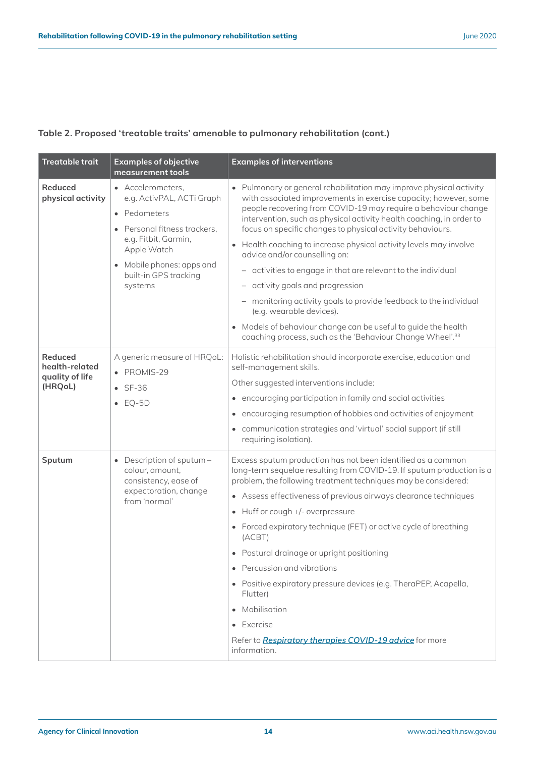### Table 2. Proposed 'treatable traits' amenable to pulmonary rehabilitation (cont.)

| Treatable trait | Examples of objective measurement tools | Examples of interventions |
|---|---|---|
| **Reduced physical activity** | • Accelerometers, e.g. ActivPAL, ACTi Graph<br>• Pedometers<br>• Personal fitness trackers, e.g. Fitbit, Garmin, Apple Watch<br>• Mobile phones: apps and built-in GPS tracking systems | • Pulmonary or general rehabilitation may improve physical activity with associated improvements in exercise capacity; however, some people recovering from COVID-19 may require a behaviour change intervention, such as physical activity health coaching, in order to focus on specific changes to physical activity behaviours.<br>• Health coaching to increase physical activity levels may involve advice and/or counselling on:<br>– activities to engage in that are relevant to the individual<br>– activity goals and progression<br>– monitoring activity goals to provide feedback to the individual (e.g. wearable devices).<br>• Models of behaviour change can be useful to guide the health coaching process, such as the 'Behaviour Change Wheel'.[33] |
| **Reduced health-related quality of life (HRQoL)** | A generic measure of HRQoL:<br>• PROMIS-29<br>• SF-36<br>• EQ-5D | Holistic rehabilitation should incorporate exercise, education and self-management skills.<br>Other suggested interventions include:<br>• encouraging participation in family and social activities<br>• encouraging resumption of hobbies and activities of enjoyment<br>• communication strategies and 'virtual' social support (if still requiring isolation). |
| **Sputum** | • Description of sputum – colour, amount, consistency, ease of expectoration, change from 'normal' | Excess sputum production has not been identified as a common long-term sequelae resulting from COVID-19. If sputum production is a problem, the following treatment techniques may be considered:<br>• Assess effectiveness of previous airways clearance techniques<br>• Huff or cough +/- overpressure<br>• Forced expiratory technique (FET) or active cycle of breathing (ACBT)<br>• Postural drainage or upright positioning<br>• Percussion and vibrations<br>• Positive expiratory pressure devices (e.g. TheraPEP, Acapella, Flutter)<br>• Mobilisation<br>• Exercise<br>Refer to ***Respiratory therapies COVID-19 advice*** for more information. |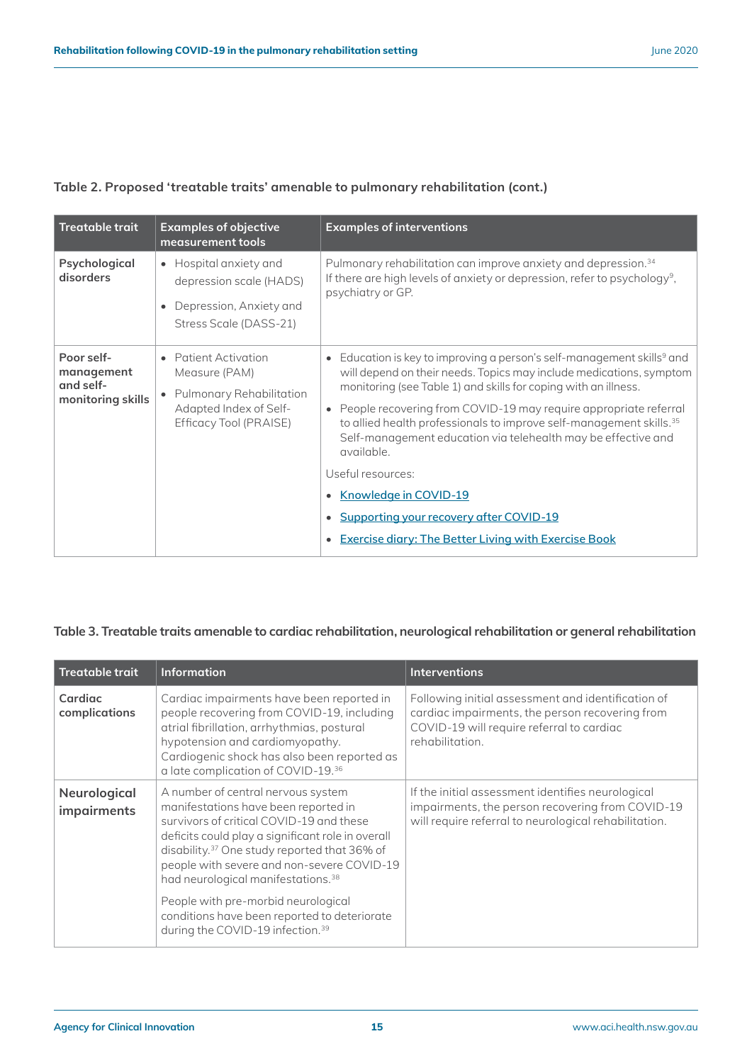**Table 2. Proposed 'treatable traits' amenable to pulmonary rehabilitation (cont.)**

| Treatable trait | Examples of objective measurement tools | Examples of interventions |
| --- | --- | --- |
| **Psychological disorders** | • Hospital anxiety and depression scale (HADS)<br>• Depression, Anxiety and Stress Scale (DASS-21) | Pulmonary rehabilitation can improve anxiety and depression.[34] If there are high levels of anxiety or depression, refer to psychology[9], psychiatry or GP. |
| **Poor self-management and self-monitoring skills** | • Patient Activation Measure (PAM)<br>• Pulmonary Rehabilitation Adapted Index of Self-Efficacy Tool (PRAISE) | • Education is key to improving a person's self-management skills[9] and will depend on their needs. Topics may include medications, symptom monitoring (see Table 1) and skills for coping with an illness.<br>• People recovering from COVID-19 may require appropriate referral to allied health professionals to improve self-management skills.[35] Self-management education via telehealth may be effective and available.<br>Useful resources:<br>• Knowledge in COVID-19<br>• Supporting your recovery after COVID-19<br>• Exercise diary: The Better Living with Exercise Book |

**Table 3. Treatable traits amenable to cardiac rehabilitation, neurological rehabilitation or general rehabilitation**

| Treatable trait | Information | Interventions |
| --- | --- | --- |
| **Cardiac complications** | Cardiac impairments have been reported in people recovering from COVID-19, including atrial fibrillation, arrhythmias, postural hypotension and cardiomyopathy. Cardiogenic shock has also been reported as a late complication of COVID-19.[36] | Following initial assessment and identification of cardiac impairments, the person recovering from COVID-19 will require referral to cardiac rehabilitation. |
| **Neurological impairments** | A number of central nervous system manifestations have been reported in survivors of critical COVID-19 and these deficits could play a significant role in overall disability.[37] One study reported that 36% of people with severe and non-severe COVID-19 had neurological manifestations.[38]<br>People with pre-morbid neurological conditions have been reported to deteriorate during the COVID-19 infection.[39] | If the initial assessment identifies neurological impairments, the person recovering from COVID-19 will require referral to neurological rehabilitation. |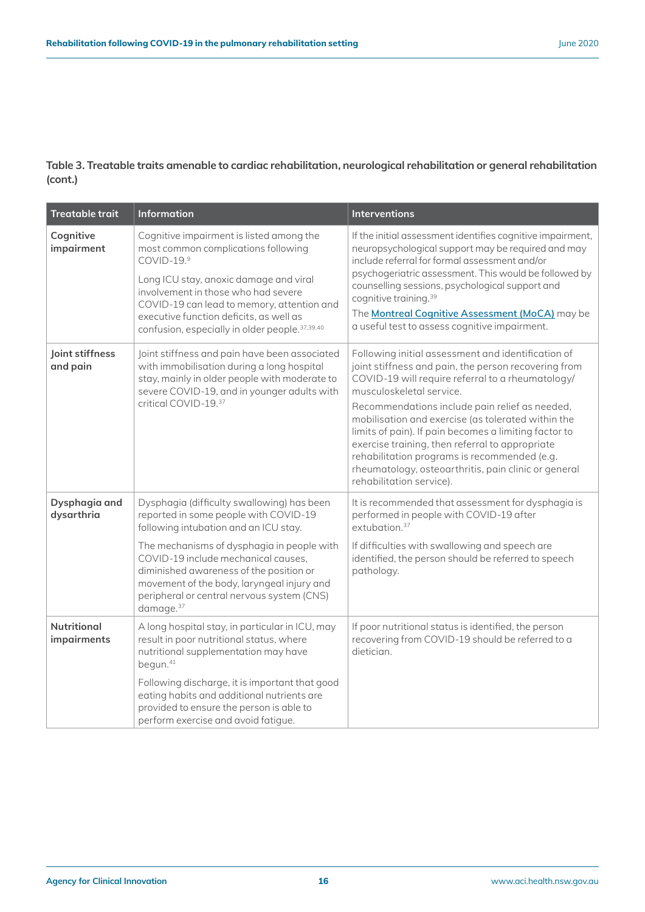**Table 3. Treatable traits amenable to cardiac rehabilitation, neurological rehabilitation or general rehabilitation (cont.)**

| Treatable trait | Information | Interventions |
|---|---|---|
| **Cognitive impairment** | Cognitive impairment is listed among the most common complications following COVID-19.[9]<br><br>Long ICU stay, anoxic damage and viral involvement in those who had severe COVID-19 can lead to memory, attention and executive function deficits, as well as confusion, especially in older people.[37,39,40] | If the initial assessment identifies cognitive impairment, neuropsychological support may be required and may include referral for formal assessment and/or psychogeriatric assessment. This would be followed by counselling sessions, psychological support and cognitive training.[39]<br><br>The Montreal Cognitive Assessment (MoCA) may be a useful test to assess cognitive impairment. |
| **Joint stiffness and pain** | Joint stiffness and pain have been associated with immobilisation during a long hospital stay, mainly in older people with moderate to severe COVID-19, and in younger adults with critical COVID-19.[37] | Following initial assessment and identification of joint stiffness and pain, the person recovering from COVID-19 will require referral to a rheumatology/musculoskeletal service.<br><br>Recommendations include pain relief as needed, mobilisation and exercise (as tolerated within the limits of pain). If pain becomes a limiting factor to exercise training, then referral to appropriate rehabilitation programs is recommended (e.g. rheumatology, osteoarthritis, pain clinic or general rehabilitation service). |
| **Dysphagia and dysarthria** | Dysphagia (difficulty swallowing) has been reported in some people with COVID-19 following intubation and an ICU stay.<br><br>The mechanisms of dysphagia in people with COVID-19 include mechanical causes, diminished awareness of the position or movement of the body, laryngeal injury and peripheral or central nervous system (CNS) damage.[37] | It is recommended that assessment for dysphagia is performed in people with COVID-19 after extubation.[37]<br><br>If difficulties with swallowing and speech are identified, the person should be referred to speech pathology. |
| **Nutritional impairments** | A long hospital stay, in particular in ICU, may result in poor nutritional status, where nutritional supplementation may have begun.[41]<br><br>Following discharge, it is important that good eating habits and additional nutrients are provided to ensure the person is able to perform exercise and avoid fatigue. | If poor nutritional status is identified, the person recovering from COVID-19 should be referred to a dietician. |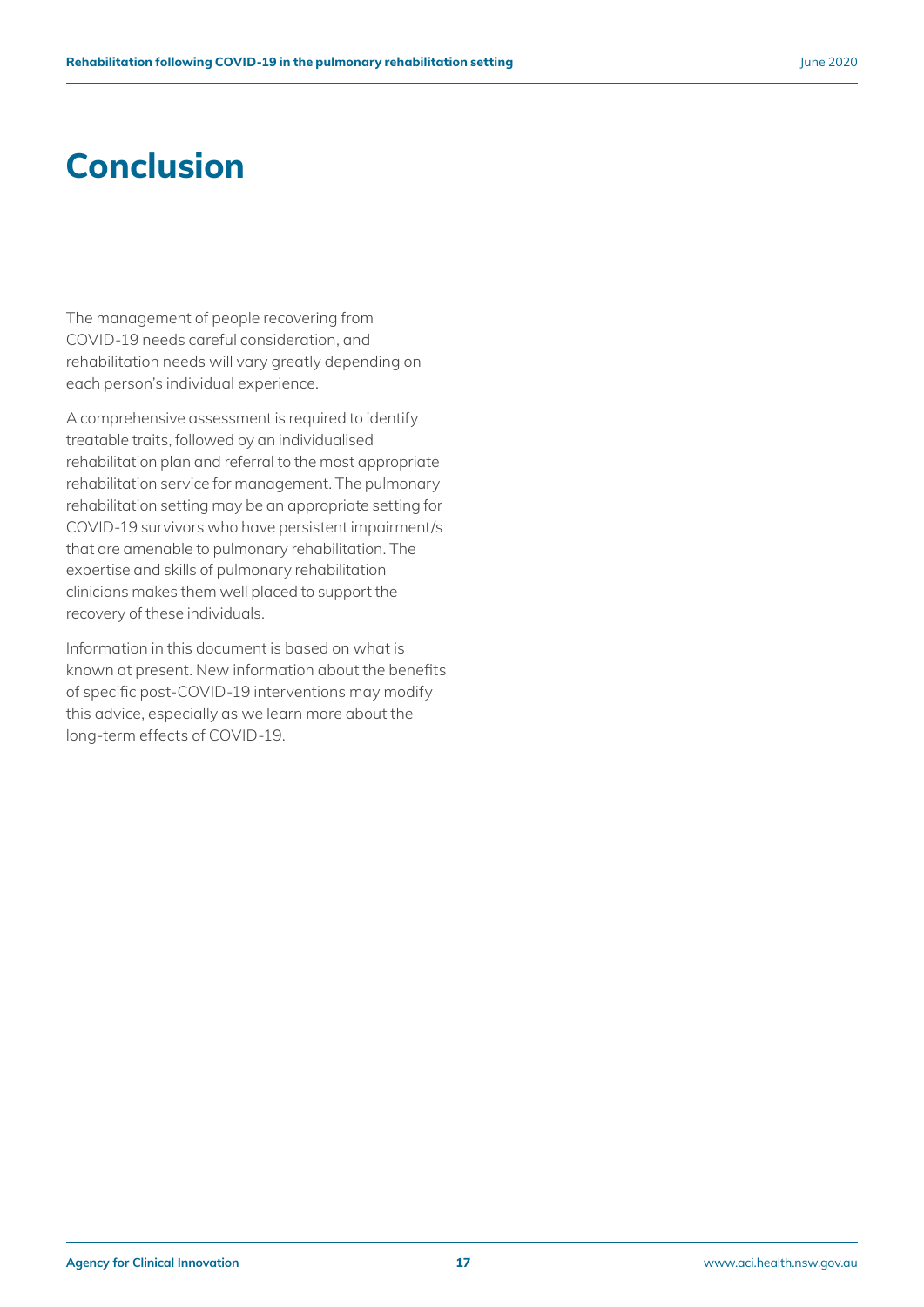# Conclusion

The management of people recovering from COVID-19 needs careful consideration, and rehabilitation needs will vary greatly depending on each person's individual experience.

A comprehensive assessment is required to identify treatable traits, followed by an individualised rehabilitation plan and referral to the most appropriate rehabilitation service for management. The pulmonary rehabilitation setting may be an appropriate setting for COVID-19 survivors who have persistent impairment/s that are amenable to pulmonary rehabilitation. The expertise and skills of pulmonary rehabilitation clinicians makes them well placed to support the recovery of these individuals.

Information in this document is based on what is known at present. New information about the benefits of specific post-COVID-19 interventions may modify this advice, especially as we learn more about the long-term effects of COVID-19.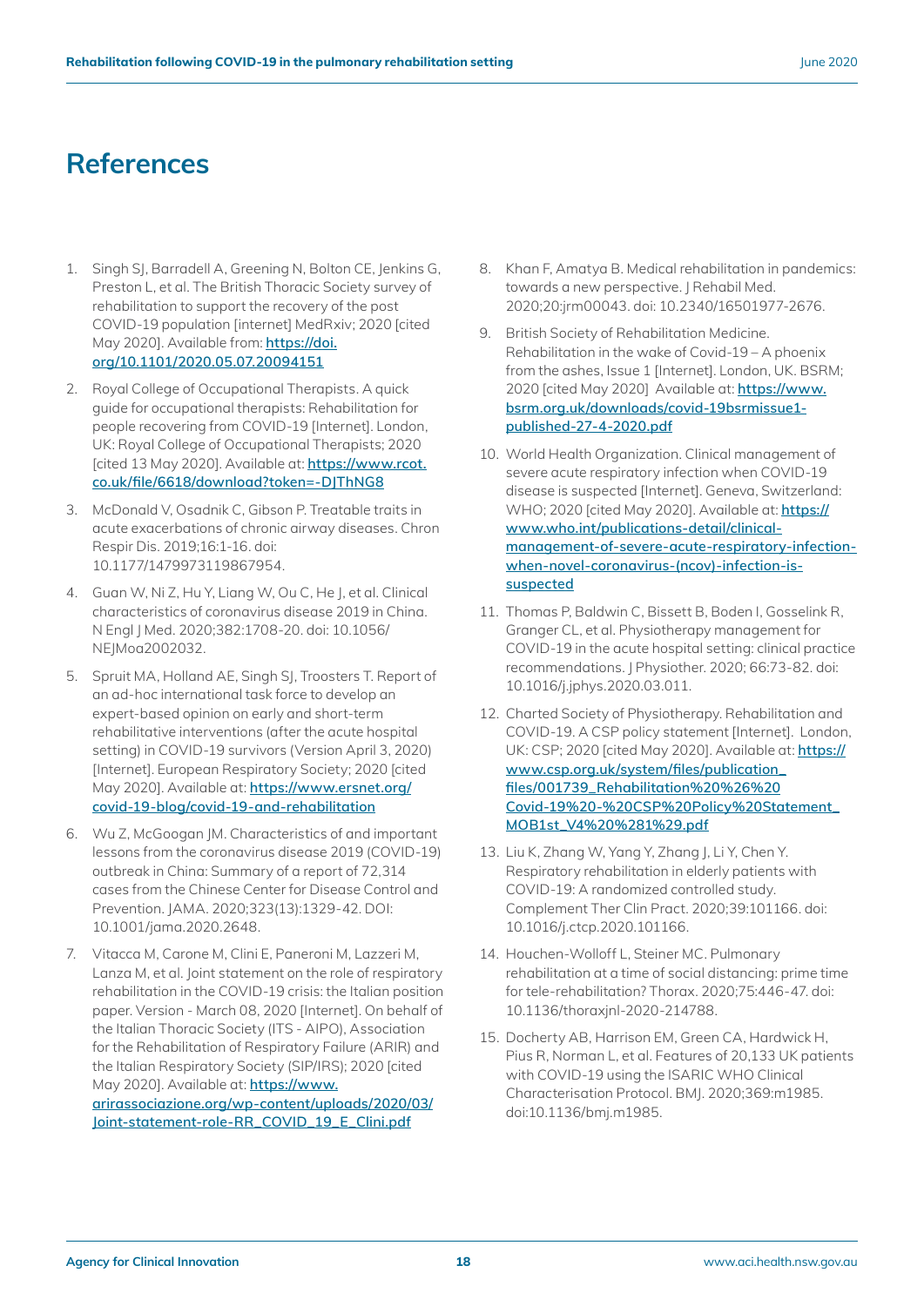# References

1. Singh SJ, Barradell A, Greening N, Bolton CE, Jenkins G, Preston L, et al. The British Thoracic Society survey of rehabilitation to support the recovery of the post COVID-19 population [internet] MedRxiv; 2020 [cited May 2020]. Available from: **https://doi.org/10.1101/2020.05.07.20094151**

2. Royal College of Occupational Therapists. A quick guide for occupational therapists: Rehabilitation for people recovering from COVID-19 [Internet]. London, UK: Royal College of Occupational Therapists; 2020 [cited 13 May 2020]. Available at: **https://www.rcot.co.uk/file/6618/download?token=-DJThNG8**

3. McDonald V, Osadnik C, Gibson P. Treatable traits in acute exacerbations of chronic airway diseases. Chron Respir Dis. 2019;16:1-16. doi: 10.1177/1479973119867954.

4. Guan W, Ni Z, Hu Y, Liang W, Ou C, He J, et al. Clinical characteristics of coronavirus disease 2019 in China. N Engl J Med. 2020;382:1708-20. doi: 10.1056/NEJMoa2002032.

5. Spruit MA, Holland AE, Singh SJ, Troosters T. Report of an ad-hoc international task force to develop an expert-based opinion on early and short-term rehabilitative interventions (after the acute hospital setting) in COVID-19 survivors (Version April 3, 2020) [Internet]. European Respiratory Society; 2020 [cited May 2020]. Available at: **https://www.ersnet.org/covid-19-blog/covid-19-and-rehabilitation**

6. Wu Z, McGoogan JM. Characteristics of and important lessons from the coronavirus disease 2019 (COVID-19) outbreak in China: Summary of a report of 72,314 cases from the Chinese Center for Disease Control and Prevention. JAMA. 2020;323(13):1329-42. DOI: 10.1001/jama.2020.2648.

7. Vitacca M, Carone M, Clini E, Paneroni M, Lazzeri M, Lanza M, et al. Joint statement on the role of respiratory rehabilitation in the COVID-19 crisis: the Italian position paper. Version - March 08, 2020 [Internet]. On behalf of the Italian Thoracic Society (ITS - AIPO), Association for the Rehabilitation of Respiratory Failure (ARIR) and the Italian Respiratory Society (SIP/IRS); 2020 [cited May 2020]. Available at: **https://www.arirassociazione.org/wp-content/uploads/2020/03/Joint-statement-role-RR_COVID_19_E_Clini.pdf**

8. Khan F, Amatya B. Medical rehabilitation in pandemics: towards a new perspective. J Rehabil Med. 2020;20:jrm00043. doi: 10.2340/16501977-2676.

9. British Society of Rehabilitation Medicine. Rehabilitation in the wake of Covid-19 – A phoenix from the ashes, Issue 1 [Internet]. London, UK. BSRM; 2020 [cited May 2020] Available at: **https://www.bsrm.org.uk/downloads/covid-19bsrmissue1-published-27-4-2020.pdf**

10. World Health Organization. Clinical management of severe acute respiratory infection when COVID-19 disease is suspected [Internet]. Geneva, Switzerland: WHO; 2020 [cited May 2020]. Available at: **https://www.who.int/publications-detail/clinical-management-of-severe-acute-respiratory-infection-when-novel-coronavirus-(ncov)-infection-is-suspected**

11. Thomas P, Baldwin C, Bissett B, Boden I, Gosselink R, Granger CL, et al. Physiotherapy management for COVID-19 in the acute hospital setting: clinical practice recommendations. J Physiother. 2020; 66:73-82. doi: 10.1016/j.jphys.2020.03.011.

12. Charted Society of Physiotherapy. Rehabilitation and COVID-19. A CSP policy statement [Internet]. London, UK: CSP; 2020 [cited May 2020]. Available at: **https://www.csp.org.uk/system/files/publication_files/001739_Rehabilitation%20%26%20Covid-19%20-%20CSP%20Policy%20Statement_MOB1st_V4%20%281%29.pdf**

13. Liu K, Zhang W, Yang Y, Zhang J, Li Y, Chen Y. Respiratory rehabilitation in elderly patients with COVID-19: A randomized controlled study. Complement Ther Clin Pract. 2020;39:101166. doi: 10.1016/j.ctcp.2020.101166.

14. Houchen-Wolloff L, Steiner MC. Pulmonary rehabilitation at a time of social distancing: prime time for tele-rehabilitation? Thorax. 2020;75:446-47. doi: 10.1136/thoraxjnl-2020-214788.

15. Docherty AB, Harrison EM, Green CA, Hardwick H, Pius R, Norman L, et al. Features of 20,133 UK patients with COVID-19 using the ISARIC WHO Clinical Characterisation Protocol. BMJ. 2020;369:m1985. doi:10.1136/bmj.m1985.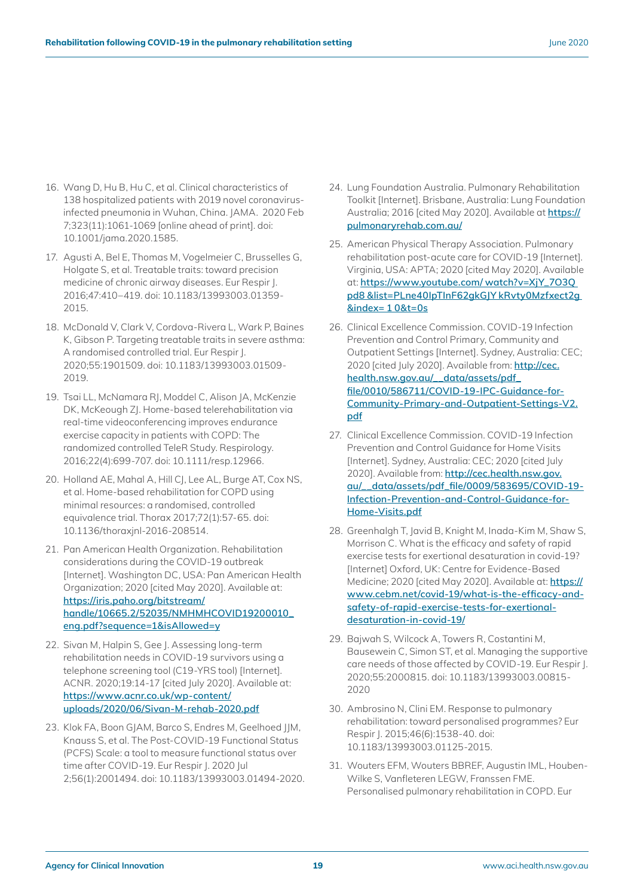16. Wang D, Hu B, Hu C, et al. Clinical characteristics of 138 hospitalized patients with 2019 novel coronavirus-infected pneumonia in Wuhan, China. JAMA. 2020 Feb 7;323(11):1061-1069 [online ahead of print]. doi: 10.1001/jama.2020.1585.

17. Agusti A, Bel E, Thomas M, Vogelmeier C, Brusselles G, Holgate S, et al. Treatable traits: toward precision medicine of chronic airway diseases. Eur Respir J. 2016;47:410–419. doi: 10.1183/13993003.01359-2015.

18. McDonald V, Clark V, Cordova-Rivera L, Wark P, Baines K, Gibson P. Targeting treatable traits in severe asthma: A randomised controlled trial. Eur Respir J. 2020;55:1901509. doi: 10.1183/13993003.01509-2019.

19. Tsai LL, McNamara RJ, Moddel C, Alison JA, McKenzie DK, McKeough ZJ. Home-based telerehabilitation via real-time videoconferencing improves endurance exercise capacity in patients with COPD: The randomized controlled TeleR Study. Respirology. 2016;22(4):699-707. doi: 10.1111/resp.12966.

20. Holland AE, Mahal A, Hill CJ, Lee AL, Burge AT, Cox NS, et al. Home-based rehabilitation for COPD using minimal resources: a randomised, controlled equivalence trial. Thorax 2017;72(1):57-65. doi: 10.1136/thoraxjnl-2016-208514.

21. Pan American Health Organization. Rehabilitation considerations during the COVID-19 outbreak [Internet]. Washington DC, USA: Pan American Health Organization; 2020 [cited May 2020]. Available at: https://iris.paho.org/bitstream/handle/10665.2/52035/NMHMHCOVID19200010_eng.pdf?sequence=1&isAllowed=y

22. Sivan M, Halpin S, Gee J. Assessing long-term rehabilitation needs in COVID-19 survivors using a telephone screening tool (C19-YRS tool) [Internet]. ACNR. 2020;19:14-17 [cited July 2020]. Available at: https://www.acnr.co.uk/wp-content/uploads/2020/06/Sivan-M-rehab-2020.pdf

23. Klok FA, Boon GJAM, Barco S, Endres M, Geelhoed JJM, Knauss S, et al. The Post-COVID-19 Functional Status (PCFS) Scale: a tool to measure functional status over time after COVID-19. Eur Respir J. 2020 Jul 2;56(1):2001494. doi: 10.1183/13993003.01494-2020.

24. Lung Foundation Australia. Pulmonary Rehabilitation Toolkit [Internet]. Brisbane, Australia: Lung Foundation Australia; 2016 [cited May 2020]. Available at https://pulmonaryrehab.com.au/

25. American Physical Therapy Association. Pulmonary rehabilitation post-acute care for COVID-19 [Internet]. Virginia, USA: APTA; 2020 [cited May 2020]. Available at: https://www.youtube.com/ watch?v=XjY_7O3Qpd8 &list=PLne40IpTInF62gkGJY kRvty0Mzfxect2g &index= 1 0&t=0s

26. Clinical Excellence Commission. COVID-19 Infection Prevention and Control Primary, Community and Outpatient Settings [Internet]. Sydney, Australia: CEC; 2020 [cited July 2020]. Available from: http://cec.health.nsw.gov.au/__data/assets/pdf_file/0010/586711/COVID-19-IPC-Guidance-for-Community-Primary-and-Outpatient-Settings-V2.pdf

27. Clinical Excellence Commission. COVID-19 Infection Prevention and Control Guidance for Home Visits [Internet]. Sydney, Australia: CEC; 2020 [cited July 2020]. Available from: http://cec.health.nsw.gov.au/__data/assets/pdf_file/0009/583695/COVID-19-Infection-Prevention-and-Control-Guidance-for-Home-Visits.pdf

28. Greenhalgh T, Javid B, Knight M, Inada-Kim M, Shaw S, Morrison C. What is the efficacy and safety of rapid exercise tests for exertional desaturation in covid-19? [Internet] Oxford, UK: Centre for Evidence-Based Medicine; 2020 [cited May 2020]. Available at: https://www.cebm.net/covid-19/what-is-the-efficacy-and-safety-of-rapid-exercise-tests-for-exertional-desaturation-in-covid-19/

29. Bajwah S, Wilcock A, Towers R, Costantini M, Bausewein C, Simon ST, et al. Managing the supportive care needs of those affected by COVID-19. Eur Respir J. 2020;55:2000815. doi: 10.1183/13993003.00815-2020

30. Ambrosino N, Clini EM. Response to pulmonary rehabilitation: toward personalised programmes? Eur Respir J. 2015;46(6):1538-40. doi: 10.1183/13993003.01125-2015.

31. Wouters EFM, Wouters BBREF, Augustin IML, Houben-Wilke S, Vanfleteren LEGW, Franssen FME. Personalised pulmonary rehabilitation in COPD. Eur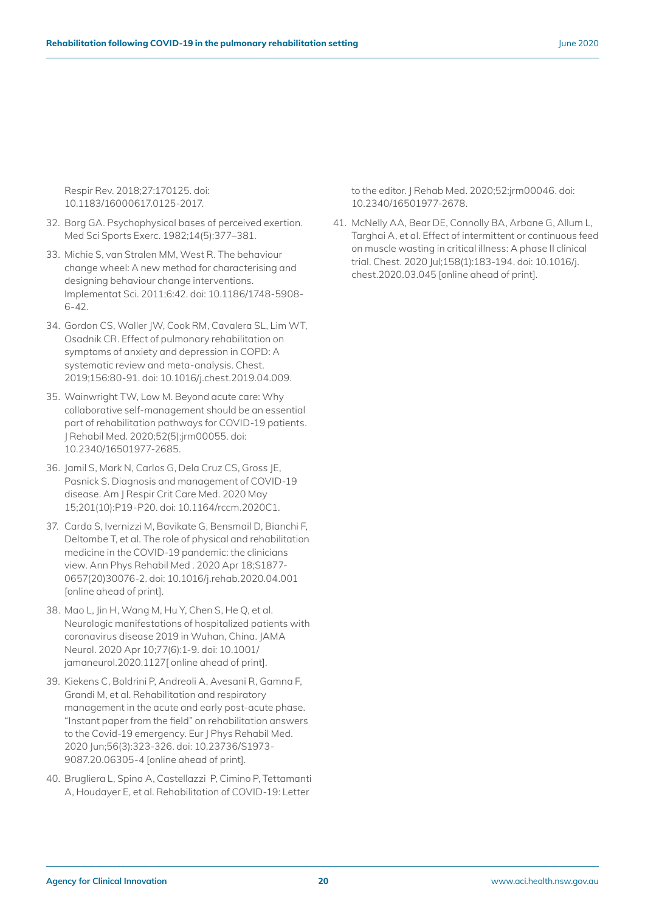Respir Rev. 2018;27:170125. doi: 10.1183/16000617.0125-2017.

32. Borg GA. Psychophysical bases of perceived exertion. Med Sci Sports Exerc. 1982;14(5):377–381.

33. Michie S, van Stralen MM, West R. The behaviour change wheel: A new method for characterising and designing behaviour change interventions. Implementat Sci. 2011;6:42. doi: 10.1186/1748-5908-6-42.

34. Gordon CS, Waller JW, Cook RM, Cavalera SL, Lim WT, Osadnik CR. Effect of pulmonary rehabilitation on symptoms of anxiety and depression in COPD: A systematic review and meta-analysis. Chest. 2019;156:80-91. doi: 10.1016/j.chest.2019.04.009.

35. Wainwright TW, Low M. Beyond acute care: Why collaborative self-management should be an essential part of rehabilitation pathways for COVID-19 patients. J Rehabil Med. 2020;52(5):jrm00055. doi: 10.2340/16501977-2685.

36. Jamil S, Mark N, Carlos G, Dela Cruz CS, Gross JE, Pasnick S. Diagnosis and management of COVID-19 disease. Am J Respir Crit Care Med. 2020 May 15;201(10):P19-P20. doi: 10.1164/rccm.2020C1.

37. Carda S, Ivernizzi M, Bavikate G, Bensmail D, Bianchi F, Deltombe T, et al. The role of physical and rehabilitation medicine in the COVID-19 pandemic: the clinicians view. Ann Phys Rehabil Med . 2020 Apr 18;S1877-0657(20)30076-2. doi: 10.1016/j.rehab.2020.04.001 [online ahead of print].

38. Mao L, Jin H, Wang M, Hu Y, Chen S, He Q, et al. Neurologic manifestations of hospitalized patients with coronavirus disease 2019 in Wuhan, China. JAMA Neurol. 2020 Apr 10;77(6):1-9. doi: 10.1001/jamaneurol.2020.1127[ online ahead of print].

39. Kiekens C, Boldrini P, Andreoli A, Avesani R, Gamna F, Grandi M, et al. Rehabilitation and respiratory management in the acute and early post-acute phase. "Instant paper from the field" on rehabilitation answers to the Covid-19 emergency. Eur J Phys Rehabil Med. 2020 Jun;56(3):323-326. doi: 10.23736/S1973-9087.20.06305-4 [online ahead of print].

40. Brugliera L, Spina A, Castellazzi P, Cimino P, Tettamanti A, Houdayer E, et al. Rehabilitation of COVID-19: Letter to the editor. J Rehab Med. 2020;52:jrm00046. doi: 10.2340/16501977-2678.

41. McNelly AA, Bear DE, Connolly BA, Arbane G, Allum L, Targhai A, et al. Effect of intermittent or continuous feed on muscle wasting in critical illness: A phase II clinical trial. Chest. 2020 Jul;158(1):183-194. doi: 10.1016/j.chest.2020.03.045 [online ahead of print].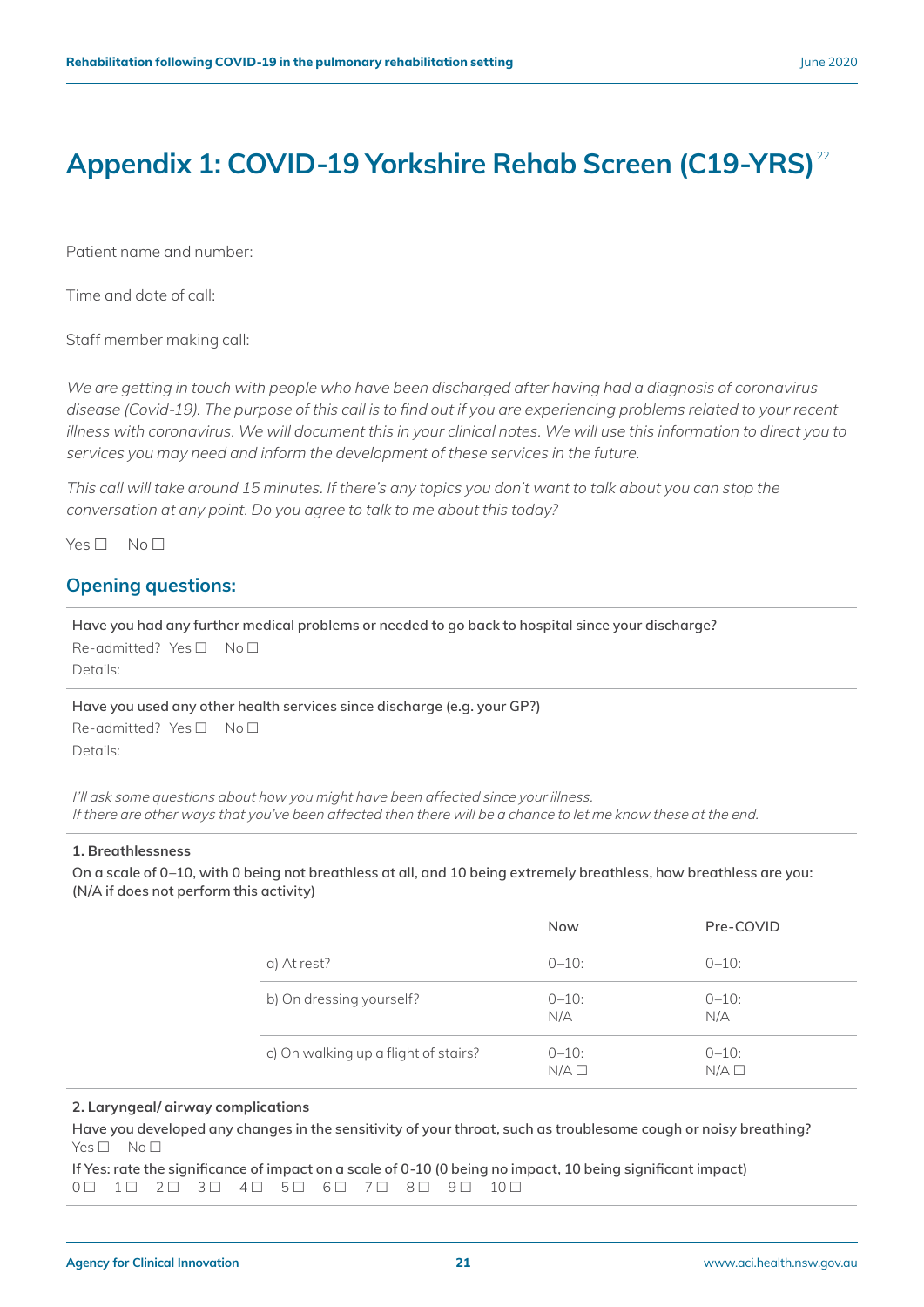# Appendix 1: COVID-19 Yorkshire Rehab Screen (C19-YRS)[22]

Patient name and number:

Time and date of call:

Staff member making call:

*We are getting in touch with people who have been discharged after having had a diagnosis of coronavirus disease (Covid-19). The purpose of this call is to find out if you are experiencing problems related to your recent illness with coronavirus. We will document this in your clinical notes. We will use this information to direct you to services you may need and inform the development of these services in the future.*

*This call will take around 15 minutes. If there's any topics you don't want to talk about you can stop the conversation at any point. Do you agree to talk to me about this today?*

Yes ☐ No ☐

## Opening questions:

**Have you had any further medical problems or needed to go back to hospital since your discharge?**

Re-admitted? Yes ☐ No ☐

Details:

**Have you used any other health services since discharge (e.g. your GP?)**

Re-admitted? Yes ☐ No ☐

Details:

*I'll ask some questions about how you might have been affected since your illness.*
*If there are other ways that you've been affected then there will be a chance to let me know these at the end.*

**1. Breathlessness**

**On a scale of 0–10, with 0 being not breathless at all, and 10 being extremely breathless, how breathless are you: (N/A if does not perform this activity)**

| | Now | Pre-COVID |
|---|---|---|
| a) At rest? | 0–10: | 0–10: |
| b) On dressing yourself? | 0–10:<br>N/A | 0–10:<br>N/A |
| c) On walking up a flight of stairs? | 0–10:<br>N/A ☐ | 0–10:<br>N/A ☐ |

**2. Laryngeal/ airway complications**

**Have you developed any changes in the sensitivity of your throat, such as troublesome cough or noisy breathing?**

Yes ☐ No ☐

**If Yes: rate the significance of impact on a scale of 0-10 (0 being no impact, 10 being significant impact)**

0 ☐ 1 ☐ 2 ☐ 3 ☐ 4 ☐ 5 ☐ 6 ☐ 7 ☐ 8 ☐ 9 ☐ 10 ☐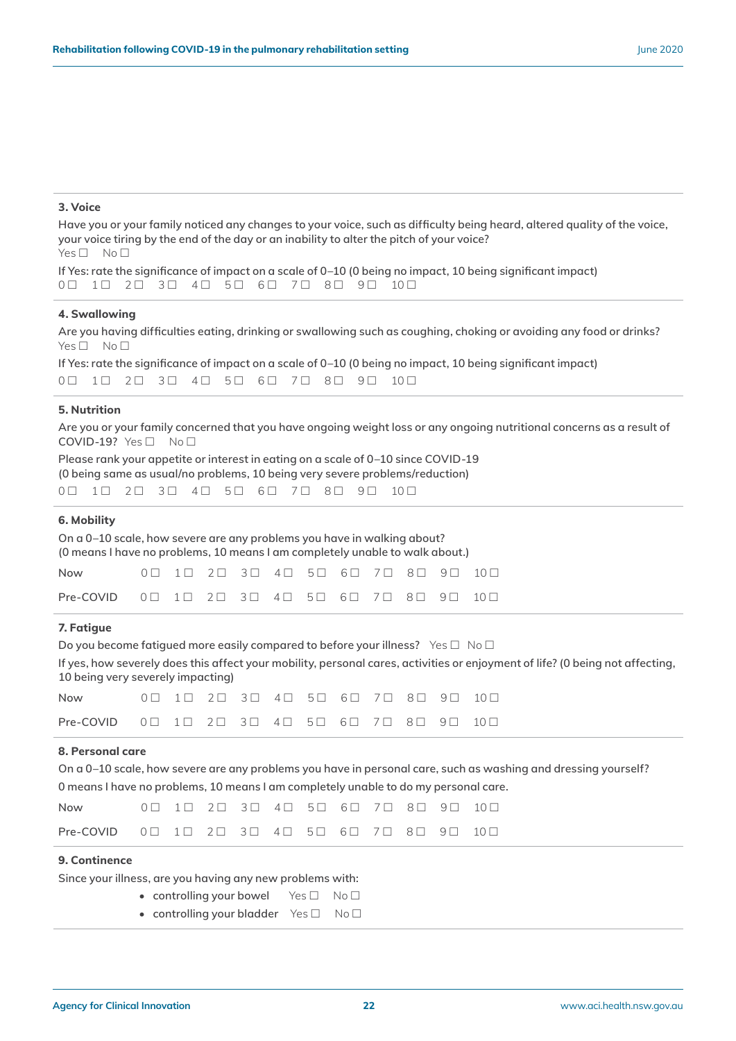### 3. Voice

Have you or your family noticed any changes to your voice, such as difficulty being heard, altered quality of the voice, your voice tiring by the end of the day or an inability to alter the pitch of your voice?
Yes ☐ No ☐

If Yes: rate the significance of impact on a scale of 0–10 (0 being no impact, 10 being significant impact)
0 ☐ 1 ☐ 2 ☐ 3 ☐ 4 ☐ 5 ☐ 6 ☐ 7 ☐ 8 ☐ 9 ☐ 10 ☐

### 4. Swallowing

Are you having difficulties eating, drinking or swallowing such as coughing, choking or avoiding any food or drinks?
Yes ☐ No ☐

If Yes: rate the significance of impact on a scale of 0–10 (0 being no impact, 10 being significant impact)
0 ☐ 1 ☐ 2 ☐ 3 ☐ 4 ☐ 5 ☐ 6 ☐ 7 ☐ 8 ☐ 9 ☐ 10 ☐

### 5. Nutrition

Are you or your family concerned that you have ongoing weight loss or any ongoing nutritional concerns as a result of COVID-19? Yes ☐ No ☐

Please rank your appetite or interest in eating on a scale of 0–10 since COVID-19
(0 being same as usual/no problems, 10 being very severe problems/reduction)
0 ☐ 1 ☐ 2 ☐ 3 ☐ 4 ☐ 5 ☐ 6 ☐ 7 ☐ 8 ☐ 9 ☐ 10 ☐

### 6. Mobility

On a 0–10 scale, how severe are any problems you have in walking about?
(0 means I have no problems, 10 means I am completely unable to walk about.)

| | | | | | | | | | | | |
|---|---|---|---|---|---|---|---|---|---|---|---|
| Now | 0 ☐ | 1 ☐ | 2 ☐ | 3 ☐ | 4 ☐ | 5 ☐ | 6 ☐ | 7 ☐ | 8 ☐ | 9 ☐ | 10 ☐ |
| Pre-COVID | 0 ☐ | 1 ☐ | 2 ☐ | 3 ☐ | 4 ☐ | 5 ☐ | 6 ☐ | 7 ☐ | 8 ☐ | 9 ☐ | 10 ☐ |

### 7. Fatigue

Do you become fatigued more easily compared to before your illness? Yes ☐ No ☐

If yes, how severely does this affect your mobility, personal cares, activities or enjoyment of life? (0 being not affecting, 10 being very severely impacting)

| | | | | | | | | | | | |
|---|---|---|---|---|---|---|---|---|---|---|---|
| Now | 0 ☐ | 1 ☐ | 2 ☐ | 3 ☐ | 4 ☐ | 5 ☐ | 6 ☐ | 7 ☐ | 8 ☐ | 9 ☐ | 10 ☐ |
| Pre-COVID | 0 ☐ | 1 ☐ | 2 ☐ | 3 ☐ | 4 ☐ | 5 ☐ | 6 ☐ | 7 ☐ | 8 ☐ | 9 ☐ | 10 ☐ |

### 8. Personal care

On a 0–10 scale, how severe are any problems you have in personal care, such as washing and dressing yourself?

0 means I have no problems, 10 means I am completely unable to do my personal care.

| | | | | | | | | | | | |
|---|---|---|---|---|---|---|---|---|---|---|---|
| Now | 0 ☐ | 1 ☐ | 2 ☐ | 3 ☐ | 4 ☐ | 5 ☐ | 6 ☐ | 7 ☐ | 8 ☐ | 9 ☐ | 10 ☐ |
| Pre-COVID | 0 ☐ | 1 ☐ | 2 ☐ | 3 ☐ | 4 ☐ | 5 ☐ | 6 ☐ | 7 ☐ | 8 ☐ | 9 ☐ | 10 ☐ |

### 9. Continence

Since your illness, are you having any new problems with:

- controlling your bowel Yes ☐ No ☐
- controlling your bladder Yes ☐ No ☐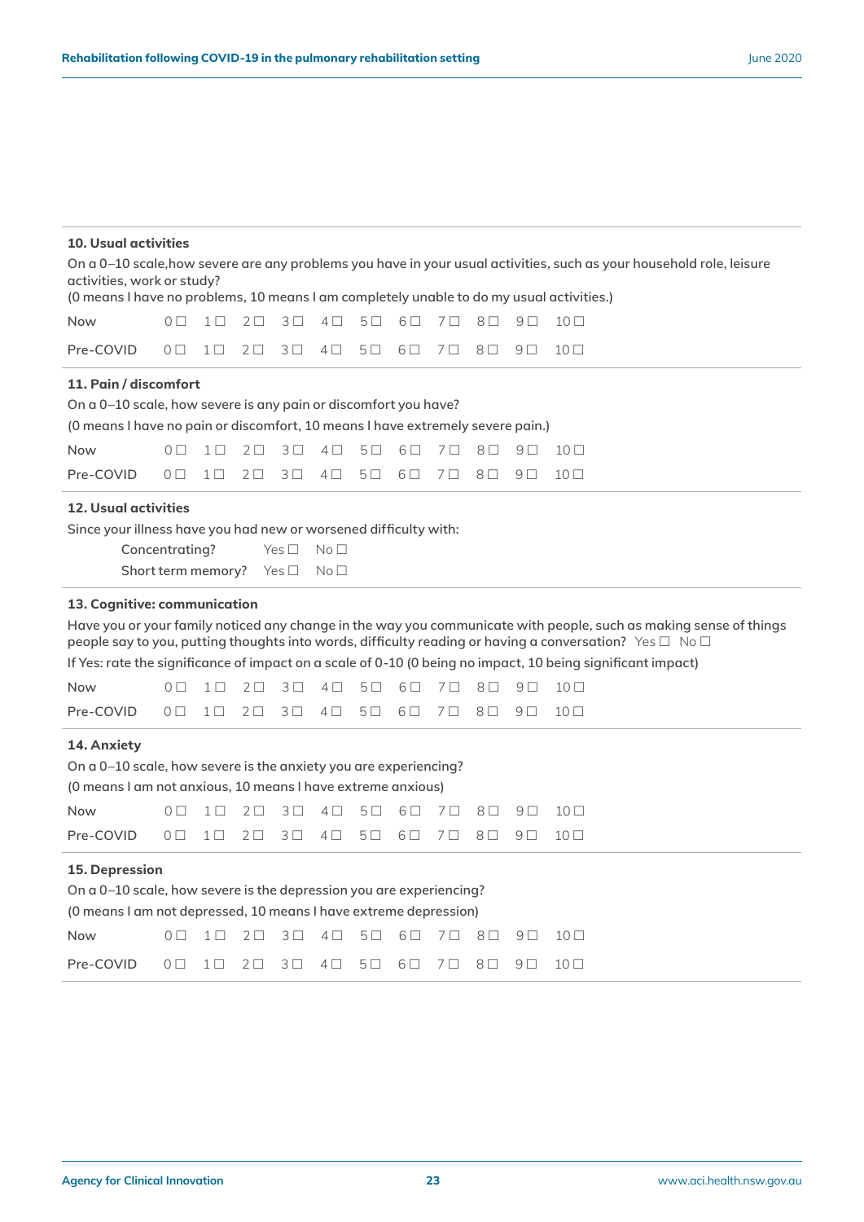**10. Usual activities**

On a 0–10 scale,how severe are any problems you have in your usual activities, such as your household role, leisure activities, work or study?
(0 means I have no problems, 10 means I am completely unable to do my usual activities.)

| | | | | | | | | | | | |
|---|---|---|---|---|---|---|---|---|---|---|---|
| Now | 0 ☐ | 1 ☐ | 2 ☐ | 3 ☐ | 4 ☐ | 5 ☐ | 6 ☐ | 7 ☐ | 8 ☐ | 9 ☐ | 10 ☐ |
| Pre-COVID | 0 ☐ | 1 ☐ | 2 ☐ | 3 ☐ | 4 ☐ | 5 ☐ | 6 ☐ | 7 ☐ | 8 ☐ | 9 ☐ | 10 ☐ |

**11. Pain / discomfort**

On a 0–10 scale, how severe is any pain or discomfort you have?

(0 means I have no pain or discomfort, 10 means I have extremely severe pain.)

| | | | | | | | | | | | |
|---|---|---|---|---|---|---|---|---|---|---|---|
| Now | 0 ☐ | 1 ☐ | 2 ☐ | 3 ☐ | 4 ☐ | 5 ☐ | 6 ☐ | 7 ☐ | 8 ☐ | 9 ☐ | 10 ☐ |
| Pre-COVID | 0 ☐ | 1 ☐ | 2 ☐ | 3 ☐ | 4 ☐ | 5 ☐ | 6 ☐ | 7 ☐ | 8 ☐ | 9 ☐ | 10 ☐ |

**12. Usual activities**

Since your illness have you had new or worsened difficulty with:

| | | |
|---|---|---|
| Concentrating? | Yes ☐ | No ☐ |
| Short term memory? | Yes ☐ | No ☐ |

**13. Cognitive: communication**

Have you or your family noticed any change in the way you communicate with people, such as making sense of things people say to you, putting thoughts into words, difficulty reading or having a conversation? Yes ☐ No ☐

If Yes: rate the significance of impact on a scale of 0-10 (0 being no impact, 10 being significant impact)

| | | | | | | | | | | | |
|---|---|---|---|---|---|---|---|---|---|---|---|
| Now | 0 ☐ | 1 ☐ | 2 ☐ | 3 ☐ | 4 ☐ | 5 ☐ | 6 ☐ | 7 ☐ | 8 ☐ | 9 ☐ | 10 ☐ |
| Pre-COVID | 0 ☐ | 1 ☐ | 2 ☐ | 3 ☐ | 4 ☐ | 5 ☐ | 6 ☐ | 7 ☐ | 8 ☐ | 9 ☐ | 10 ☐ |

**14. Anxiety**

On a 0–10 scale, how severe is the anxiety you are experiencing?

(0 means I am not anxious, 10 means I have extreme anxious)

| | | | | | | | | | | | |
|---|---|---|---|---|---|---|---|---|---|---|---|
| Now | 0 ☐ | 1 ☐ | 2 ☐ | 3 ☐ | 4 ☐ | 5 ☐ | 6 ☐ | 7 ☐ | 8 ☐ | 9 ☐ | 10 ☐ |
| Pre-COVID | 0 ☐ | 1 ☐ | 2 ☐ | 3 ☐ | 4 ☐ | 5 ☐ | 6 ☐ | 7 ☐ | 8 ☐ | 9 ☐ | 10 ☐ |

**15. Depression**

On a 0–10 scale, how severe is the depression you are experiencing?

(0 means I am not depressed, 10 means I have extreme depression)

| | | | | | | | | | | | |
|---|---|---|---|---|---|---|---|---|---|---|---|
| Now | 0 ☐ | 1 ☐ | 2 ☐ | 3 ☐ | 4 ☐ | 5 ☐ | 6 ☐ | 7 ☐ | 8 ☐ | 9 ☐ | 10 ☐ |
| Pre-COVID | 0 ☐ | 1 ☐ | 2 ☐ | 3 ☐ | 4 ☐ | 5 ☐ | 6 ☐ | 7 ☐ | 8 ☐ | 9 ☐ | 10 ☐ |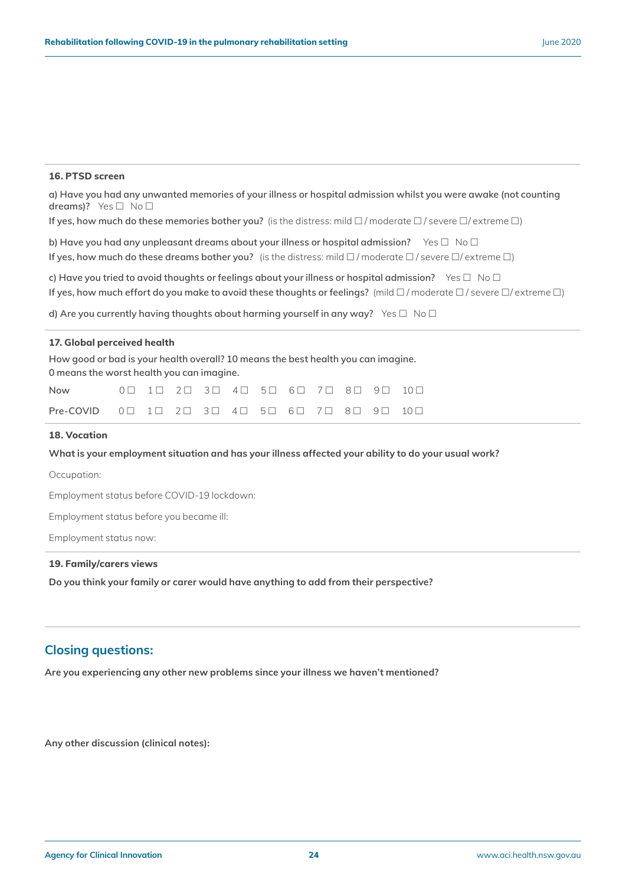**16. PTSD screen**

a) Have you had any unwanted memories of your illness or hospital admission whilst you were awake (not counting dreams)? Yes ☐ No ☐

If yes, how much do these memories bother you? (is the distress: mild ☐ / moderate ☐ / severe ☐/ extreme ☐)

b) Have you had any unpleasant dreams about your illness or hospital admission? Yes ☐ No ☐

If yes, how much do these dreams bother you? (is the distress: mild ☐ / moderate ☐ / severe ☐/ extreme ☐)

c) Have you tried to avoid thoughts or feelings about your illness or hospital admission? Yes ☐ No ☐

If yes, how much effort do you make to avoid these thoughts or feelings? (mild ☐ / moderate ☐ / severe ☐/ extreme ☐)

d) Are you currently having thoughts about harming yourself in any way? Yes ☐ No ☐

**17. Global perceived health**

How good or bad is your health overall? 10 means the best health you can imagine.
0 means the worst health you can imagine.

| | | | | | | | | | | | |
|---|---|---|---|---|---|---|---|---|---|---|---|
| Now | 0 ☐ | 1 ☐ | 2 ☐ | 3 ☐ | 4 ☐ | 5 ☐ | 6 ☐ | 7 ☐ | 8 ☐ | 9 ☐ | 10 ☐ |
| Pre-COVID | 0 ☐ | 1 ☐ | 2 ☐ | 3 ☐ | 4 ☐ | 5 ☐ | 6 ☐ | 7 ☐ | 8 ☐ | 9 ☐ | 10 ☐ |

**18. Vocation**

**What is your employment situation and has your illness affected your ability to do your usual work?**

Occupation:

Employment status before COVID-19 lockdown:

Employment status before you became ill:

Employment status now:

**19. Family/carers views**

**Do you think your family or carer would have anything to add from their perspective?**

## Closing questions:

**Are you experiencing any other new problems since your illness we haven't mentioned?**

**Any other discussion (clinical notes):**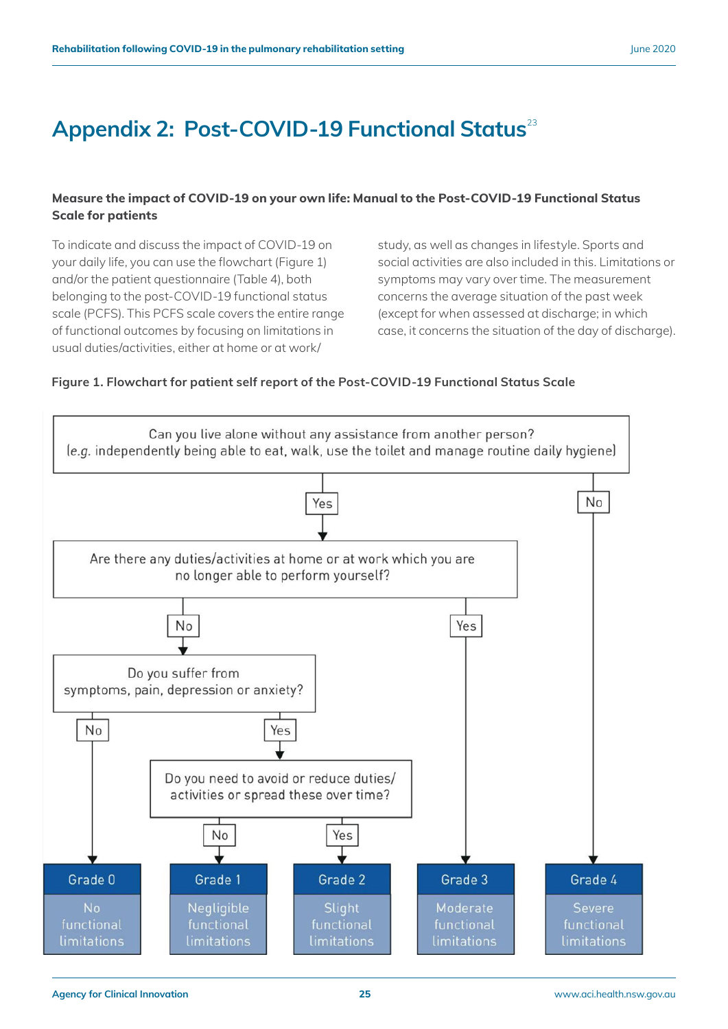# Appendix 2: Post-COVID-19 Functional Status[23]

**Measure the impact of COVID-19 on your own life: Manual to the Post-COVID-19 Functional Status Scale for patients**

To indicate and discuss the impact of COVID-19 on your daily life, you can use the flowchart (Figure 1) and/or the patient questionnaire (Table 4), both belonging to the post-COVID-19 functional status scale (PCFS). This PCFS scale covers the entire range of functional outcomes by focusing on limitations in usual duties/activities, either at home or at work/study, as well as changes in lifestyle. Sports and social activities are also included in this. Limitations or symptoms may vary over time. The measurement concerns the average situation of the past week (except for when assessed at discharge; in which case, it concerns the situation of the day of discharge).

**Figure 1. Flowchart for patient self report of the Post-COVID-19 Functional Status Scale**

Can you live alone without any assistance from another person? (e.g. independently being able to eat, walk, use the toilet and manage routine daily hygiene)

- **No** → Grade 4: Severe functional limitations
- **Yes** → Are there any duties/activities at home or at work which you are no longer able to perform yourself?
  - **Yes** → Grade 3: Moderate functional limitations
  - **No** → Do you suffer from symptoms, pain, depression or anxiety?
    - **No** → Grade 0: No functional limitations
    - **Yes** → Do you need to avoid or reduce duties/activities or spread these over time?
      - **No** → Grade 1: Negligible functional limitations
      - **Yes** → Grade 2: Slight functional limitations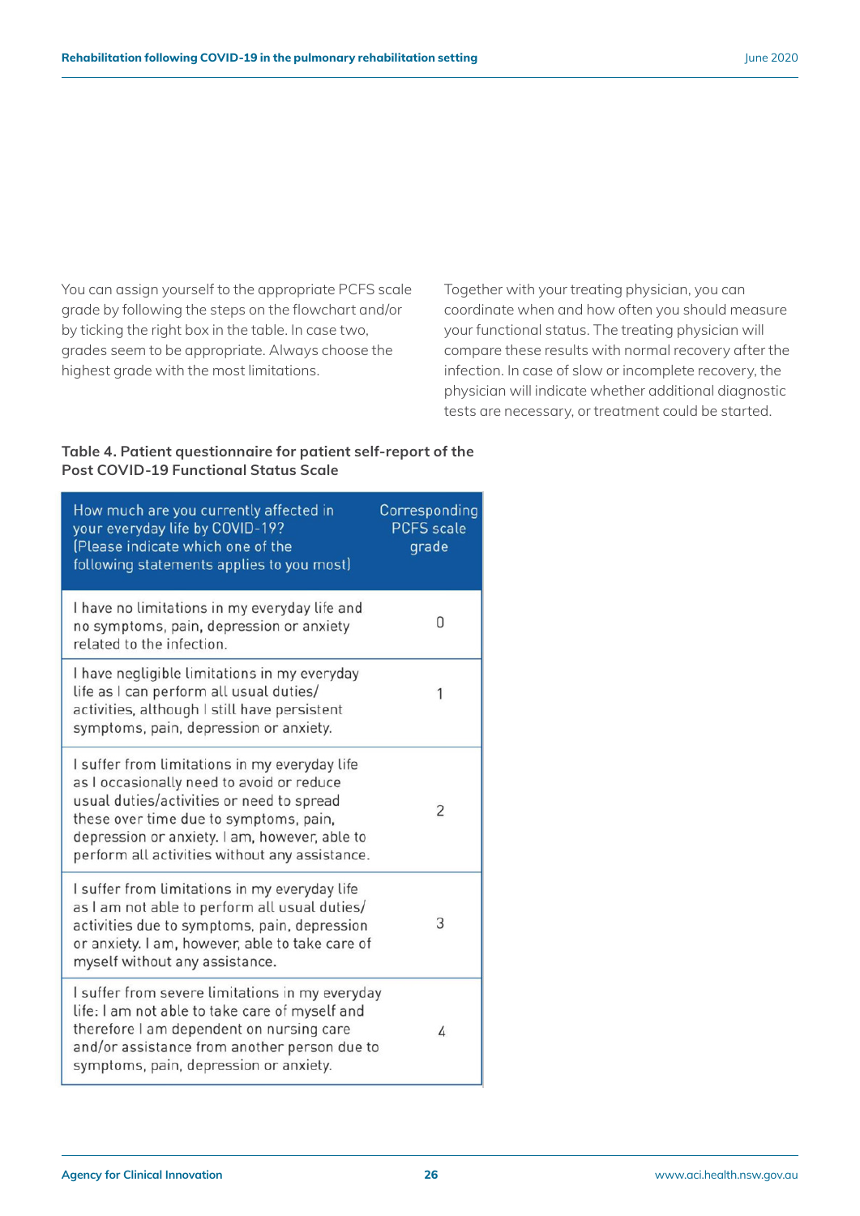You can assign yourself to the appropriate PCFS scale grade by following the steps on the flowchart and/or by ticking the right box in the table. In case two, grades seem to be appropriate. Always choose the highest grade with the most limitations.

Together with your treating physician, you can coordinate when and how often you should measure your functional status. The treating physician will compare these results with normal recovery after the infection. In case of slow or incomplete recovery, the physician will indicate whether additional diagnostic tests are necessary, or treatment could be started.

**Table 4. Patient questionnaire for patient self-report of the Post COVID-19 Functional Status Scale**

| How much are you currently affected in your everyday life by COVID-19? (Please indicate which one of the following statements applies to you most) | Corresponding PCFS scale grade |
| --- | --- |
| I have no limitations in my everyday life and no symptoms, pain, depression or anxiety related to the infection. | 0 |
| I have negligible limitations in my everyday life as I can perform all usual duties/ activities, although I still have persistent symptoms, pain, depression or anxiety. | 1 |
| I suffer from limitations in my everyday life as I occasionally need to avoid or reduce usual duties/activities or need to spread these over time due to symptoms, pain, depression or anxiety. I am, however, able to perform all activities without any assistance. | 2 |
| I suffer from limitations in my everyday life as I am not able to perform all usual duties/ activities due to symptoms, pain, depression or anxiety. I am, however, able to take care of myself without any assistance. | 3 |
| I suffer from severe limitations in my everyday life: I am not able to take care of myself and therefore I am dependent on nursing care and/or assistance from another person due to symptoms, pain, depression or anxiety. | 4 |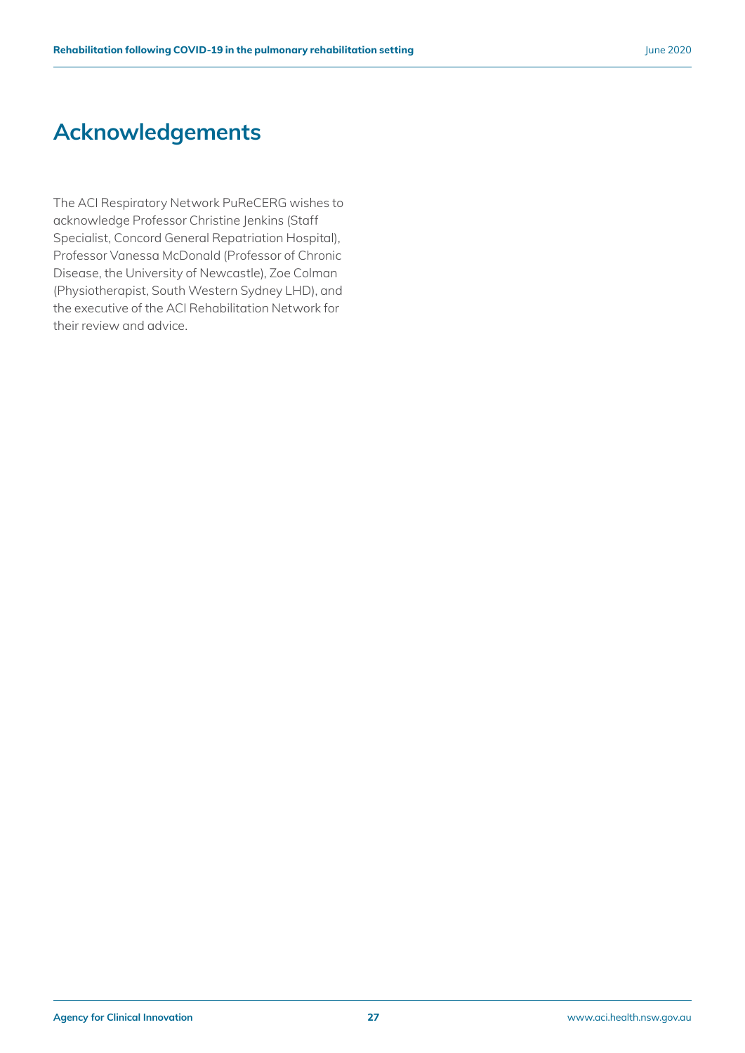# Acknowledgements

The ACI Respiratory Network PuReCERG wishes to acknowledge Professor Christine Jenkins (Staff Specialist, Concord General Repatriation Hospital), Professor Vanessa McDonald (Professor of Chronic Disease, the University of Newcastle), Zoe Colman (Physiotherapist, South Western Sydney LHD), and the executive of the ACI Rehabilitation Network for their review and advice.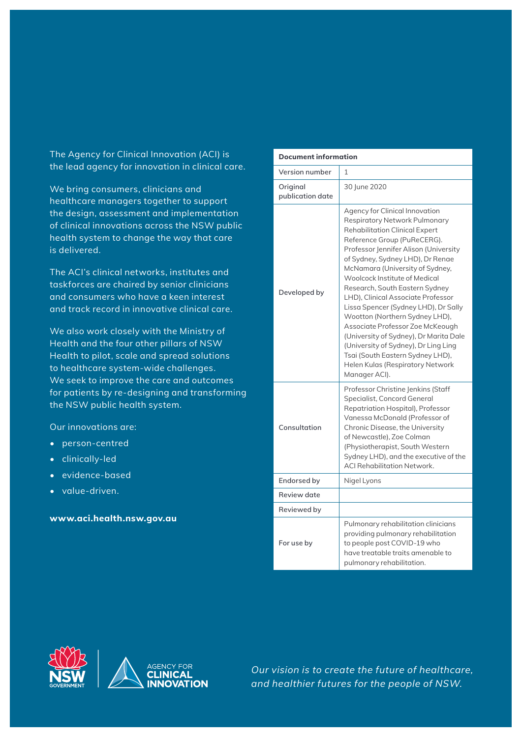The Agency for Clinical Innovation (ACI) is the lead agency for innovation in clinical care.

We bring consumers, clinicians and healthcare managers together to support the design, assessment and implementation of clinical innovations across the NSW public health system to change the way that care is delivered.

The ACI's clinical networks, institutes and taskforces are chaired by senior clinicians and consumers who have a keen interest and track record in innovative clinical care.

We also work closely with the Ministry of Health and the four other pillars of NSW Health to pilot, scale and spread solutions to healthcare system-wide challenges. We seek to improve the care and outcomes for patients by re-designing and transforming the NSW public health system.

Our innovations are:

- person-centred
- clinically-led
- evidence-based
- value-driven.

**www.aci.health.nsw.gov.au**

| **Document information** | |
|---|---|
| Version number | 1 |
| Original publication date | 30 June 2020 |
| Developed by | Agency for Clinical Innovation Respiratory Network Pulmonary Rehabilitation Clinical Expert Reference Group (PuReCERG). Professor Jennifer Alison (University of Sydney, Sydney LHD), Dr Renae McNamara (University of Sydney, Woolcock Institute of Medical Research, South Eastern Sydney LHD), Clinical Associate Professor Lissa Spencer (Sydney LHD), Dr Sally Wootton (Northern Sydney LHD), Associate Professor Zoe McKeough (University of Sydney), Dr Marita Dale (University of Sydney), Dr Ling Ling Tsai (South Eastern Sydney LHD), Helen Kulas (Respiratory Network Manager ACI). |
| Consultation | Professor Christine Jenkins (Staff Specialist, Concord General Repatriation Hospital), Professor Vanessa McDonald (Professor of Chronic Disease, the University of Newcastle), Zoe Colman (Physiotherapist, South Western Sydney LHD), and the executive of the ACI Rehabilitation Network. |
| Endorsed by | Nigel Lyons |
| Review date | |
| Reviewed by | |
| For use by | Pulmonary rehabilitation clinicians providing pulmonary rehabilitation to people post COVID-19 who have treatable traits amenable to pulmonary rehabilitation. |

NSW GOVERNMENT

AGENCY FOR CLINICAL INNOVATION

*Our vision is to create the future of healthcare, and healthier futures for the people of NSW.*